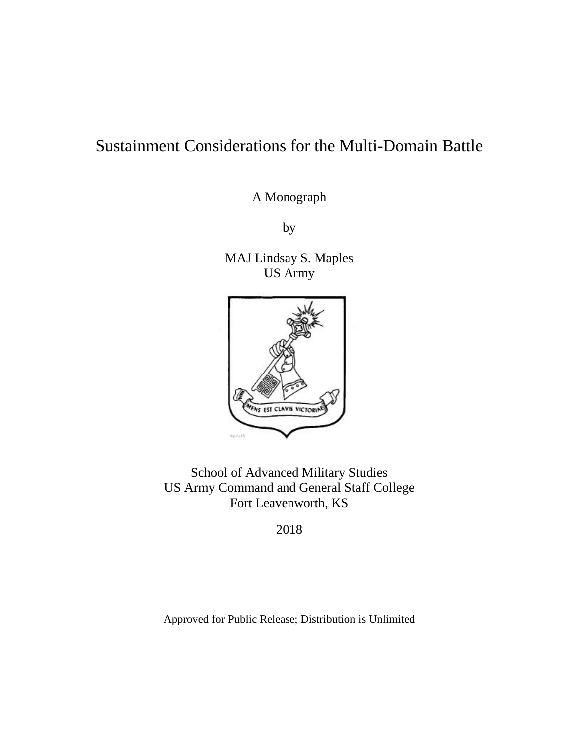# Sustainment Considerations for the Multi-Domain Battle

A Monograph

by

MAJ Lindsay S. Maples
US Army

School of Advanced Military Studies
US Army Command and General Staff College
Fort Leavenworth, KS

2018

Approved for Public Release; Distribution is Unlimited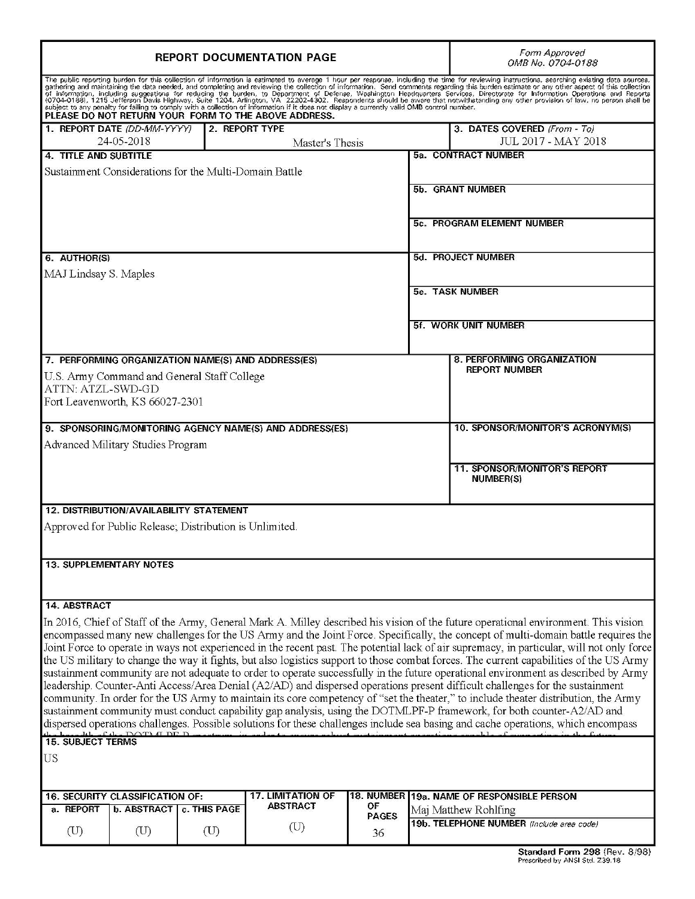# REPORT DOCUMENTATION PAGE

*Form Approved OMB No. 0704-0188*

The public reporting burden for this collection of information is estimated to average 1 hour per response, including the time for reviewing instructions, searching existing data sources, gathering and maintaining the data needed, and completing and reviewing the collection of information. Send comments regarding this burden estimate or any other aspect of this collection of information, including suggestions for reducing the burden, to Department of Defense, Washington Headquarters Services, Directorate for Information Operations and Reports (0704-0188), 1215 Jefferson Davis Highway, Suite 1204, Arlington, VA 22202-4302. Respondents should be aware that notwithstanding any other provision of law, no person shall be subject to any penalty for failing to comply with a collection of information if it does not display a currently valid OMB control number.

**PLEASE DO NOT RETURN YOUR FORM TO THE ABOVE ADDRESS.**

| 1. REPORT DATE (DD-MM-YYYY) | 2. REPORT TYPE | 3. DATES COVERED (From - To) |
|---|---|---|
| 24-05-2018 | Master's Thesis | JUL 2017 - MAY 2018 |

**4. TITLE AND SUBTITLE**
Sustainment Considerations for the Multi-Domain Battle

**5a. CONTRACT NUMBER**

**5b. GRANT NUMBER**

**5c. PROGRAM ELEMENT NUMBER**

**6. AUTHOR(S)**
MAJ Lindsay S. Maples

**5d. PROJECT NUMBER**

**5e. TASK NUMBER**

**5f. WORK UNIT NUMBER**

**7. PERFORMING ORGANIZATION NAME(S) AND ADDRESS(ES)**
U.S. Army Command and General Staff College
ATTN: ATZL-SWD-GD
Fort Leavenworth, KS 66027-2301

**8. PERFORMING ORGANIZATION REPORT NUMBER**

**9. SPONSORING/MONITORING AGENCY NAME(S) AND ADDRESS(ES)**
Advanced Military Studies Program

**10. SPONSOR/MONITOR'S ACRONYM(S)**

**11. SPONSOR/MONITOR'S REPORT NUMBER(S)**

**12. DISTRIBUTION/AVAILABILITY STATEMENT**
Approved for Public Release; Distribution is Unlimited.

**13. SUPPLEMENTARY NOTES**

**14. ABSTRACT**
In 2016, Chief of Staff of the Army, General Mark A. Milley described his vision of the future operational environment. This vision encompassed many new challenges for the US Army and the Joint Force. Specifically, the concept of multi-domain battle requires the Joint Force to operate in ways not experienced in the recent past. The potential lack of air supremacy, in particular, will not only force the US military to change the way it fights, but also logistics support to those combat forces. The current capabilities of the US Army sustainment community are not adequate to order to operate successfully in the future operational environment as described by Army leadership. Counter-Anti Access/Area Denial (A2/AD) and dispersed operations present difficult challenges for the sustainment community. In order for the US Army to maintain its core competency of "set the theater," to include theater distribution, the Army sustainment community must conduct capability gap analysis, using the DOTMLPF-P framework, for both counter-A2/AD and dispersed operations challenges. Possible solutions for these challenges include sea basing and cache operations, which encompass

**15. SUBJECT TERMS**
US

| 16. SECURITY CLASSIFICATION OF: | | | 17. LIMITATION OF ABSTRACT | 18. NUMBER OF PAGES | 19a. NAME OF RESPONSIBLE PERSON |
|---|---|---|---|---|---|
| a. REPORT | b. ABSTRACT | c. THIS PAGE | | | Maj Matthew Rohlfing |
| (U) | (U) | (U) | (U) | 36 | 19b. TELEPHONE NUMBER (Include area code) |

Standard Form 298 (Rev. 8/98)
Prescribed by ANSI Std. Z39.18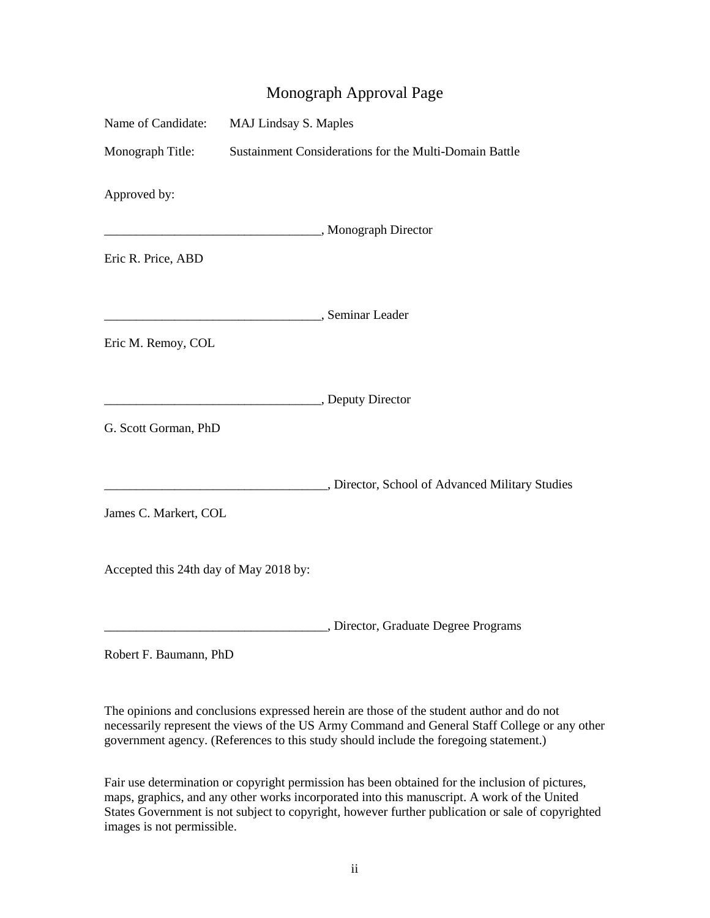# Monograph Approval Page

Name of Candidate: MAJ Lindsay S. Maples

Monograph Title: Sustainment Considerations for the Multi-Domain Battle

Approved by:

__________________________________, Monograph Director

Eric R. Price, ABD

__________________________________, Seminar Leader

Eric M. Remoy, COL

__________________________________, Deputy Director

G. Scott Gorman, PhD

___________________________________, Director, School of Advanced Military Studies

James C. Markert, COL

Accepted this 24th day of May 2018 by:

___________________________________, Director, Graduate Degree Programs

Robert F. Baumann, PhD

The opinions and conclusions expressed herein are those of the student author and do not necessarily represent the views of the US Army Command and General Staff College or any other government agency. (References to this study should include the foregoing statement.)

Fair use determination or copyright permission has been obtained for the inclusion of pictures, maps, graphics, and any other works incorporated into this manuscript. A work of the United States Government is not subject to copyright, however further publication or sale of copyrighted images is not permissible.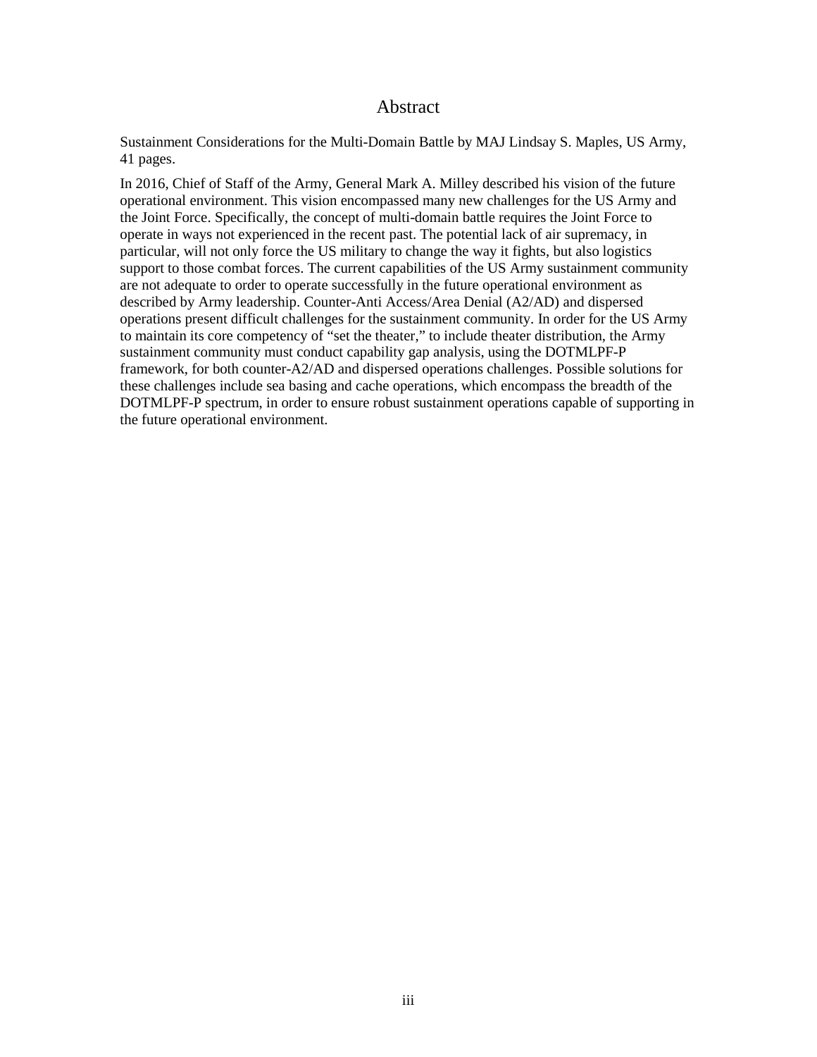# Abstract

Sustainment Considerations for the Multi-Domain Battle by MAJ Lindsay S. Maples, US Army, 41 pages.

In 2016, Chief of Staff of the Army, General Mark A. Milley described his vision of the future operational environment. This vision encompassed many new challenges for the US Army and the Joint Force. Specifically, the concept of multi-domain battle requires the Joint Force to operate in ways not experienced in the recent past. The potential lack of air supremacy, in particular, will not only force the US military to change the way it fights, but also logistics support to those combat forces. The current capabilities of the US Army sustainment community are not adequate to order to operate successfully in the future operational environment as described by Army leadership. Counter-Anti Access/Area Denial (A2/AD) and dispersed operations present difficult challenges for the sustainment community. In order for the US Army to maintain its core competency of "set the theater," to include theater distribution, the Army sustainment community must conduct capability gap analysis, using the DOTMLPF-P framework, for both counter-A2/AD and dispersed operations challenges. Possible solutions for these challenges include sea basing and cache operations, which encompass the breadth of the DOTMLPF-P spectrum, in order to ensure robust sustainment operations capable of supporting in the future operational environment.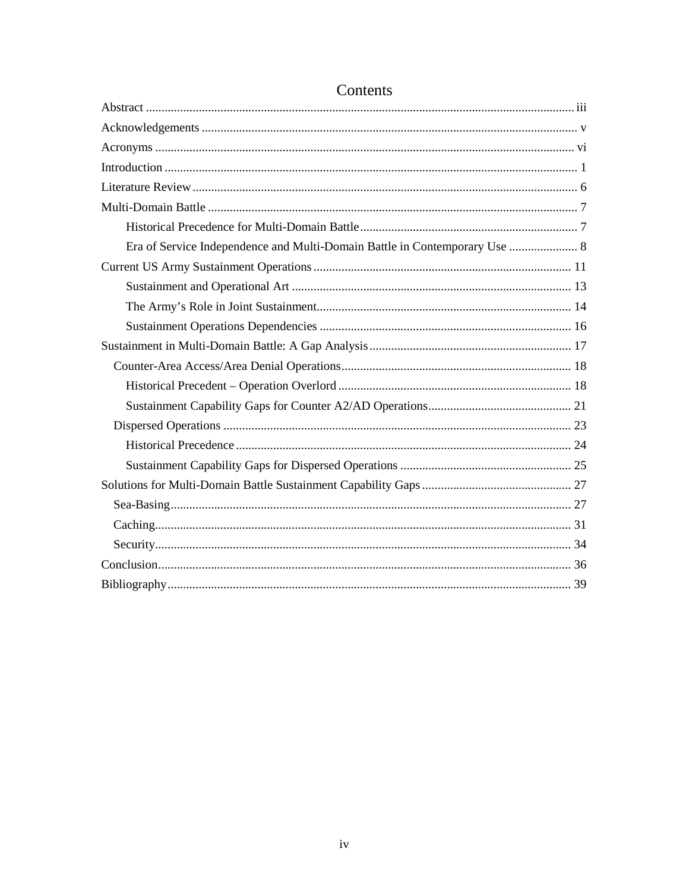# Contents

Abstract ........................................................................................................................................ iii

Acknowledgements ........................................................................................................................ v

Acronyms ...................................................................................................................................... vi

Introduction ..................................................................................................................................... 1

Literature Review ........................................................................................................................... 6

Multi-Domain Battle ...................................................................................................................... 7

- Historical Precedence for Multi-Domain Battle ...................................................................... 7
- Era of Service Independence and Multi-Domain Battle in Contemporary Use ...................... 8

Current US Army Sustainment Operations .................................................................................. 11

- Sustainment and Operational Art .......................................................................................... 13
- The Army's Role in Joint Sustainment ................................................................................. 14
- Sustainment Operations Dependencies ................................................................................ 16

Sustainment in Multi-Domain Battle: A Gap Analysis ................................................................. 17

- Counter-Area Access/Area Denial Operations .......................................................................... 18
  - Historical Precedent – Operation Overlord ........................................................................... 18
  - Sustainment Capability Gaps for Counter A2/AD Operations ............................................. 21
- Dispersed Operations ............................................................................................................... 23
  - Historical Precedence ........................................................................................................... 24
  - Sustainment Capability Gaps for Dispersed Operations ....................................................... 25

Solutions for Multi-Domain Battle Sustainment Capability Gaps ................................................ 27

- Sea-Basing ................................................................................................................................ 27
- Caching ..................................................................................................................................... 31
- Security ..................................................................................................................................... 34

Conclusion .................................................................................................................................... 36

Bibliography ................................................................................................................................. 39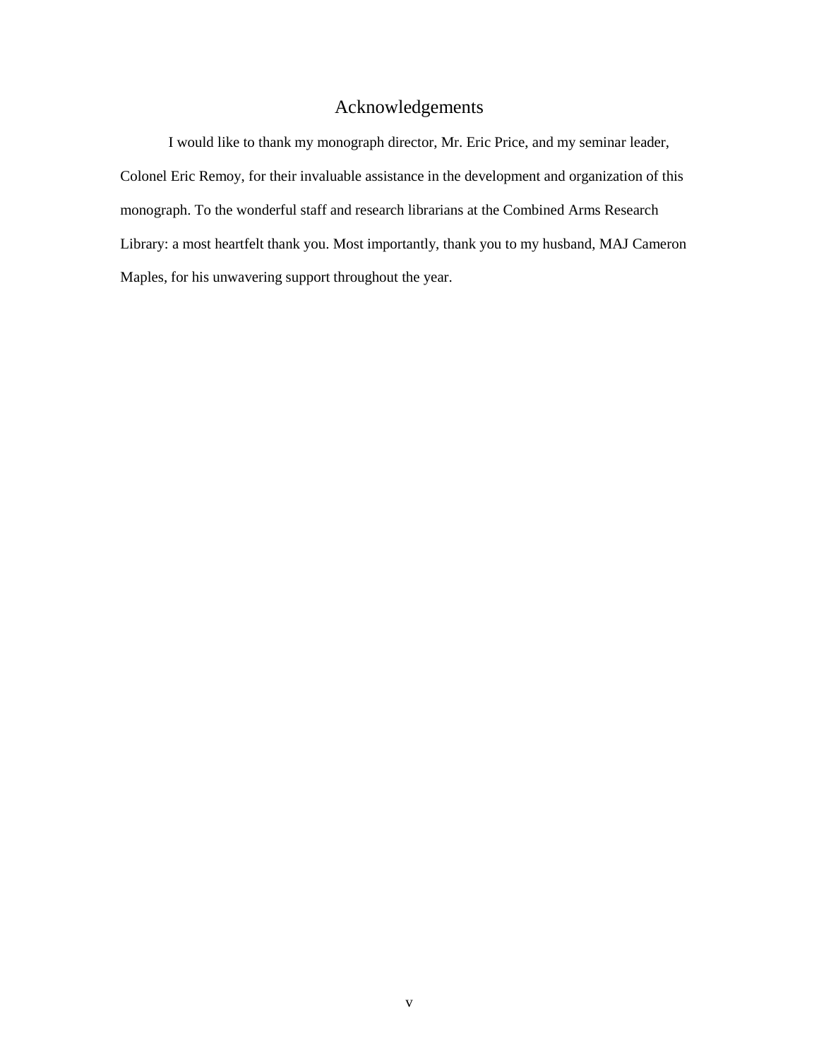# Acknowledgements

I would like to thank my monograph director, Mr. Eric Price, and my seminar leader, Colonel Eric Remoy, for their invaluable assistance in the development and organization of this monograph. To the wonderful staff and research librarians at the Combined Arms Research Library: a most heartfelt thank you. Most importantly, thank you to my husband, MAJ Cameron Maples, for his unwavering support throughout the year.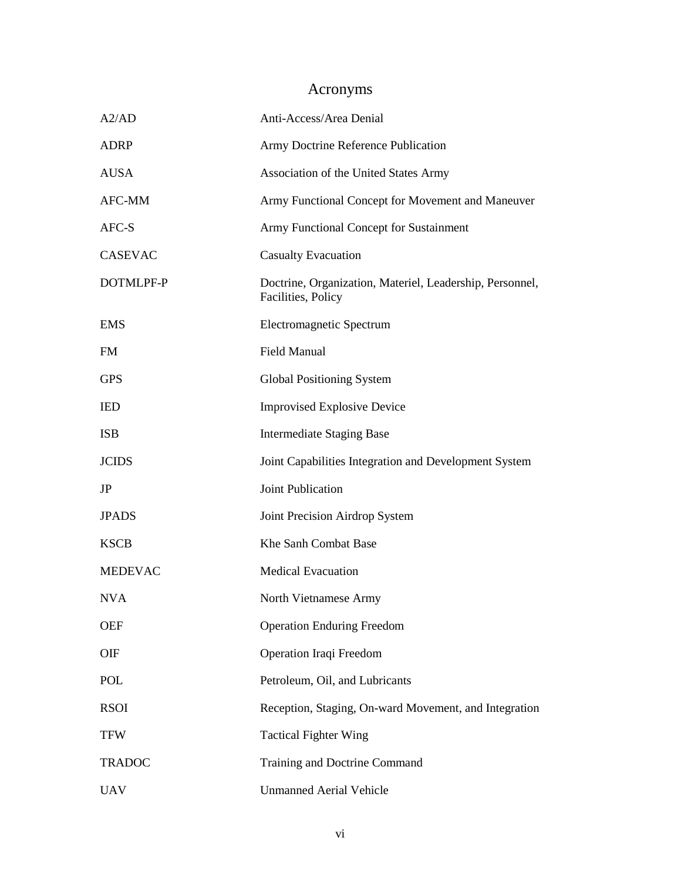# Acronyms

| | |
|---|---|
| A2/AD | Anti-Access/Area Denial |
| ADRP | Army Doctrine Reference Publication |
| AUSA | Association of the United States Army |
| AFC-MM | Army Functional Concept for Movement and Maneuver |
| AFC-S | Army Functional Concept for Sustainment |
| CASEVAC | Casualty Evacuation |
| DOTMLPF-P | Doctrine, Organization, Materiel, Leadership, Personnel, Facilities, Policy |
| EMS | Electromagnetic Spectrum |
| FM | Field Manual |
| GPS | Global Positioning System |
| IED | Improvised Explosive Device |
| ISB | Intermediate Staging Base |
| JCIDS | Joint Capabilities Integration and Development System |
| JP | Joint Publication |
| JPADS | Joint Precision Airdrop System |
| KSCB | Khe Sanh Combat Base |
| MEDEVAC | Medical Evacuation |
| NVA | North Vietnamese Army |
| OEF | Operation Enduring Freedom |
| OIF | Operation Iraqi Freedom |
| POL | Petroleum, Oil, and Lubricants |
| RSOI | Reception, Staging, On-ward Movement, and Integration |
| TFW | Tactical Fighter Wing |
| TRADOC | Training and Doctrine Command |
| UAV | Unmanned Aerial Vehicle |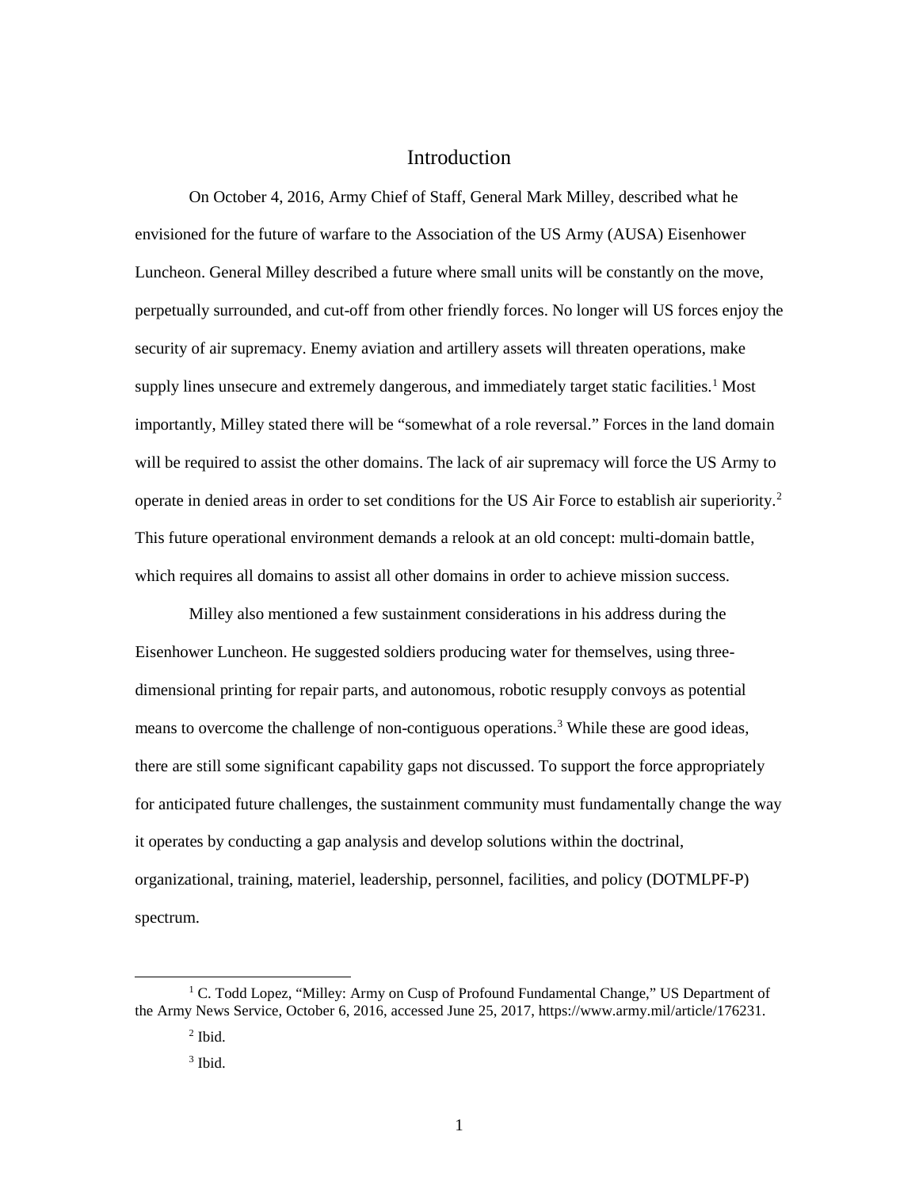# Introduction

On October 4, 2016, Army Chief of Staff, General Mark Milley, described what he envisioned for the future of warfare to the Association of the US Army (AUSA) Eisenhower Luncheon. General Milley described a future where small units will be constantly on the move, perpetually surrounded, and cut-off from other friendly forces. No longer will US forces enjoy the security of air supremacy. Enemy aviation and artillery assets will threaten operations, make supply lines unsecure and extremely dangerous, and immediately target static facilities.[1] Most importantly, Milley stated there will be "somewhat of a role reversal." Forces in the land domain will be required to assist the other domains. The lack of air supremacy will force the US Army to operate in denied areas in order to set conditions for the US Air Force to establish air superiority.[2] This future operational environment demands a relook at an old concept: multi-domain battle, which requires all domains to assist all other domains in order to achieve mission success.

Milley also mentioned a few sustainment considerations in his address during the Eisenhower Luncheon. He suggested soldiers producing water for themselves, using three-dimensional printing for repair parts, and autonomous, robotic resupply convoys as potential means to overcome the challenge of non-contiguous operations.[3] While these are good ideas, there are still some significant capability gaps not discussed. To support the force appropriately for anticipated future challenges, the sustainment community must fundamentally change the way it operates by conducting a gap analysis and develop solutions within the doctrinal, organizational, training, materiel, leadership, personnel, facilities, and policy (DOTMLPF-P) spectrum.

---

[1] C. Todd Lopez, "Milley: Army on Cusp of Profound Fundamental Change," US Department of the Army News Service, October 6, 2016, accessed June 25, 2017, https://www.army.mil/article/176231.

[2] Ibid.

[3] Ibid.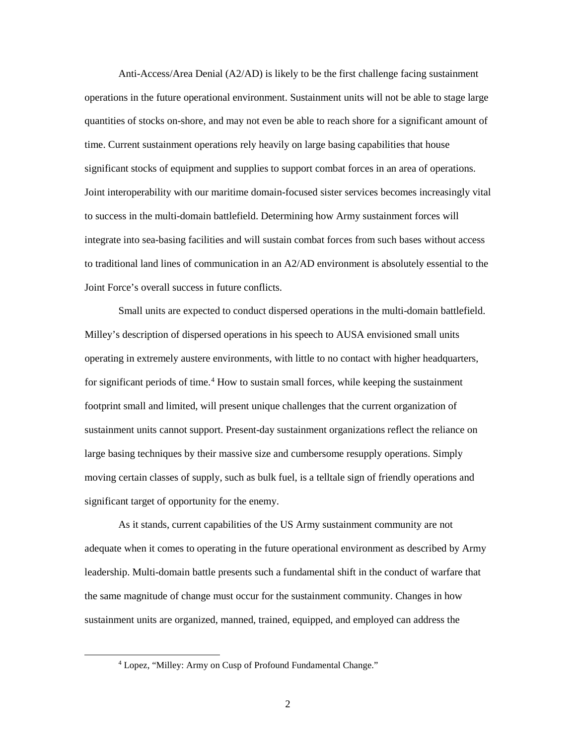Anti-Access/Area Denial (A2/AD) is likely to be the first challenge facing sustainment operations in the future operational environment. Sustainment units will not be able to stage large quantities of stocks on-shore, and may not even be able to reach shore for a significant amount of time. Current sustainment operations rely heavily on large basing capabilities that house significant stocks of equipment and supplies to support combat forces in an area of operations. Joint interoperability with our maritime domain-focused sister services becomes increasingly vital to success in the multi-domain battlefield. Determining how Army sustainment forces will integrate into sea-basing facilities and will sustain combat forces from such bases without access to traditional land lines of communication in an A2/AD environment is absolutely essential to the Joint Force's overall success in future conflicts.

Small units are expected to conduct dispersed operations in the multi-domain battlefield. Milley's description of dispersed operations in his speech to AUSA envisioned small units operating in extremely austere environments, with little to no contact with higher headquarters, for significant periods of time.[4] How to sustain small forces, while keeping the sustainment footprint small and limited, will present unique challenges that the current organization of sustainment units cannot support. Present-day sustainment organizations reflect the reliance on large basing techniques by their massive size and cumbersome resupply operations. Simply moving certain classes of supply, such as bulk fuel, is a telltale sign of friendly operations and significant target of opportunity for the enemy.

As it stands, current capabilities of the US Army sustainment community are not adequate when it comes to operating in the future operational environment as described by Army leadership. Multi-domain battle presents such a fundamental shift in the conduct of warfare that the same magnitude of change must occur for the sustainment community. Changes in how sustainment units are organized, manned, trained, equipped, and employed can address the

[4] Lopez, "Milley: Army on Cusp of Profound Fundamental Change."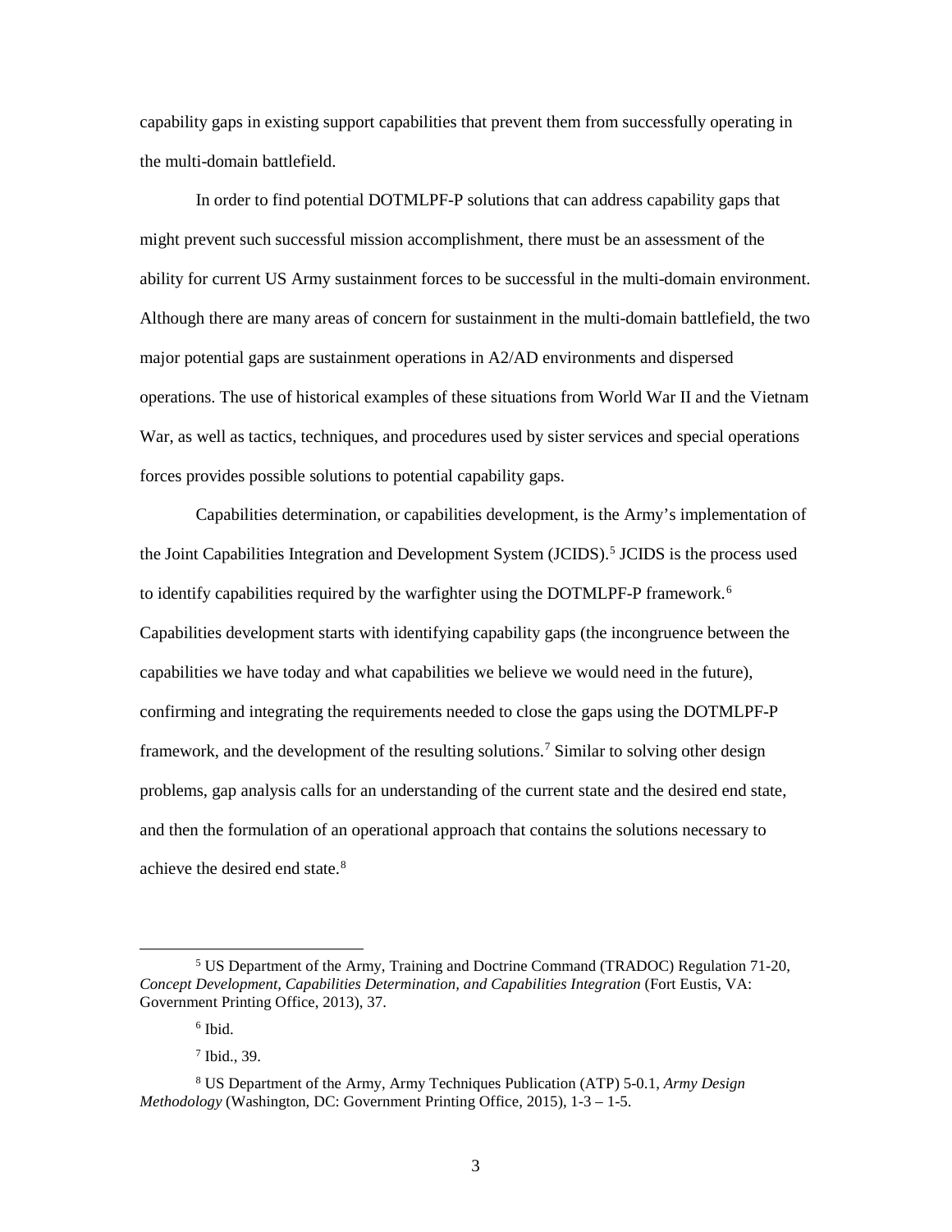capability gaps in existing support capabilities that prevent them from successfully operating in the multi-domain battlefield.

In order to find potential DOTMLPF-P solutions that can address capability gaps that might prevent such successful mission accomplishment, there must be an assessment of the ability for current US Army sustainment forces to be successful in the multi-domain environment. Although there are many areas of concern for sustainment in the multi-domain battlefield, the two major potential gaps are sustainment operations in A2/AD environments and dispersed operations. The use of historical examples of these situations from World War II and the Vietnam War, as well as tactics, techniques, and procedures used by sister services and special operations forces provides possible solutions to potential capability gaps.

Capabilities determination, or capabilities development, is the Army's implementation of the Joint Capabilities Integration and Development System (JCIDS).[5] JCIDS is the process used to identify capabilities required by the warfighter using the DOTMLPF-P framework.[6] Capabilities development starts with identifying capability gaps (the incongruence between the capabilities we have today and what capabilities we believe we would need in the future), confirming and integrating the requirements needed to close the gaps using the DOTMLPF-P framework, and the development of the resulting solutions.[7] Similar to solving other design problems, gap analysis calls for an understanding of the current state and the desired end state, and then the formulation of an operational approach that contains the solutions necessary to achieve the desired end state.[8]

---

[5] US Department of the Army, Training and Doctrine Command (TRADOC) Regulation 71-20, *Concept Development, Capabilities Determination, and Capabilities Integration* (Fort Eustis, VA: Government Printing Office, 2013), 37.

[6] Ibid.

[7] Ibid., 39.

[8] US Department of the Army, Army Techniques Publication (ATP) 5-0.1, *Army Design Methodology* (Washington, DC: Government Printing Office, 2015), 1-3 – 1-5.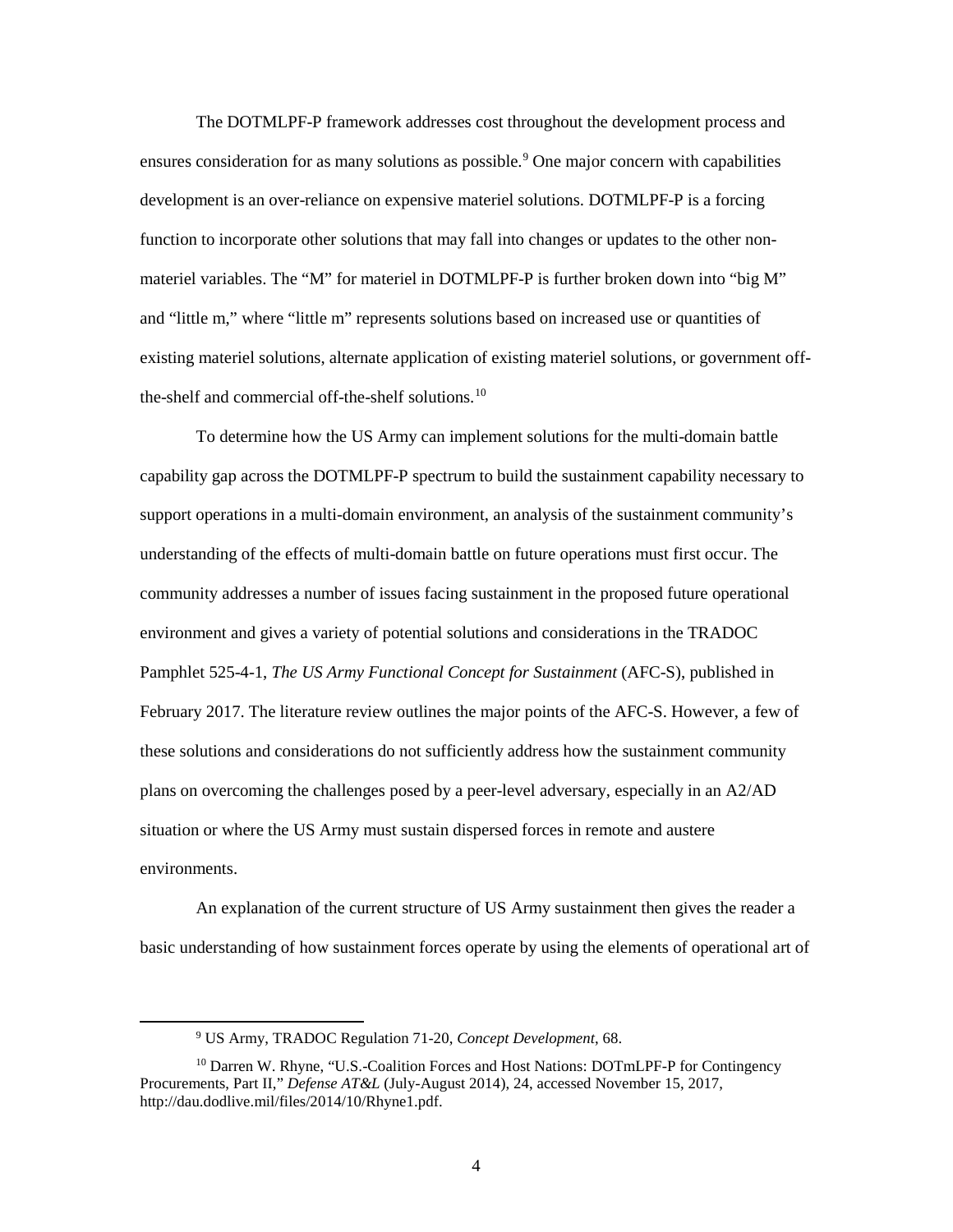The DOTMLPF-P framework addresses cost throughout the development process and ensures consideration for as many solutions as possible.[9] One major concern with capabilities development is an over-reliance on expensive materiel solutions. DOTMLPF-P is a forcing function to incorporate other solutions that may fall into changes or updates to the other non-materiel variables. The "M" for materiel in DOTMLPF-P is further broken down into "big M" and "little m," where "little m" represents solutions based on increased use or quantities of existing materiel solutions, alternate application of existing materiel solutions, or government off-the-shelf and commercial off-the-shelf solutions.[10]

To determine how the US Army can implement solutions for the multi-domain battle capability gap across the DOTMLPF-P spectrum to build the sustainment capability necessary to support operations in a multi-domain environment, an analysis of the sustainment community's understanding of the effects of multi-domain battle on future operations must first occur. The community addresses a number of issues facing sustainment in the proposed future operational environment and gives a variety of potential solutions and considerations in the TRADOC Pamphlet 525-4-1, *The US Army Functional Concept for Sustainment* (AFC-S), published in February 2017. The literature review outlines the major points of the AFC-S. However, a few of these solutions and considerations do not sufficiently address how the sustainment community plans on overcoming the challenges posed by a peer-level adversary, especially in an A2/AD situation or where the US Army must sustain dispersed forces in remote and austere environments.

An explanation of the current structure of US Army sustainment then gives the reader a basic understanding of how sustainment forces operate by using the elements of operational art of

---

[9] US Army, TRADOC Regulation 71-20, *Concept Development*, 68.

[10] Darren W. Rhyne, "U.S.-Coalition Forces and Host Nations: DOTmLPF-P for Contingency Procurements, Part II," *Defense AT&L* (July-August 2014), 24, accessed November 15, 2017, http://dau.dodlive.mil/files/2014/10/Rhyne1.pdf.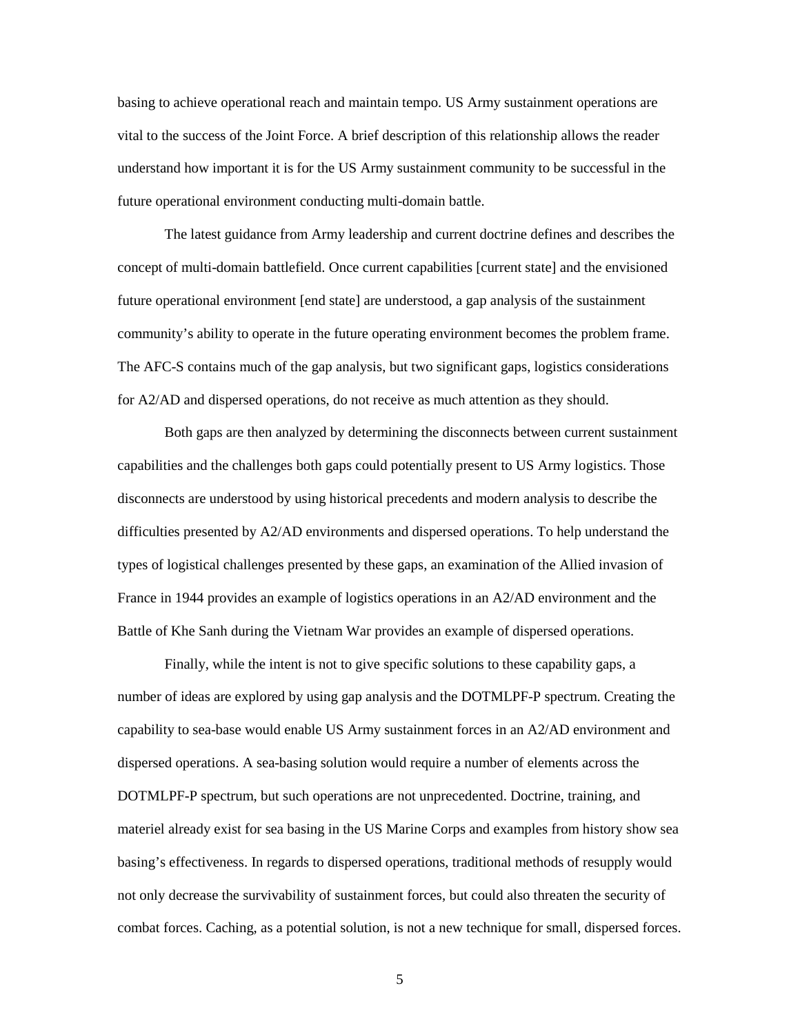basing to achieve operational reach and maintain tempo. US Army sustainment operations are vital to the success of the Joint Force. A brief description of this relationship allows the reader understand how important it is for the US Army sustainment community to be successful in the future operational environment conducting multi-domain battle.

The latest guidance from Army leadership and current doctrine defines and describes the concept of multi-domain battlefield. Once current capabilities [current state] and the envisioned future operational environment [end state] are understood, a gap analysis of the sustainment community's ability to operate in the future operating environment becomes the problem frame. The AFC-S contains much of the gap analysis, but two significant gaps, logistics considerations for A2/AD and dispersed operations, do not receive as much attention as they should.

Both gaps are then analyzed by determining the disconnects between current sustainment capabilities and the challenges both gaps could potentially present to US Army logistics. Those disconnects are understood by using historical precedents and modern analysis to describe the difficulties presented by A2/AD environments and dispersed operations. To help understand the types of logistical challenges presented by these gaps, an examination of the Allied invasion of France in 1944 provides an example of logistics operations in an A2/AD environment and the Battle of Khe Sanh during the Vietnam War provides an example of dispersed operations.

Finally, while the intent is not to give specific solutions to these capability gaps, a number of ideas are explored by using gap analysis and the DOTMLPF-P spectrum. Creating the capability to sea-base would enable US Army sustainment forces in an A2/AD environment and dispersed operations. A sea-basing solution would require a number of elements across the DOTMLPF-P spectrum, but such operations are not unprecedented. Doctrine, training, and materiel already exist for sea basing in the US Marine Corps and examples from history show sea basing's effectiveness. In regards to dispersed operations, traditional methods of resupply would not only decrease the survivability of sustainment forces, but could also threaten the security of combat forces. Caching, as a potential solution, is not a new technique for small, dispersed forces.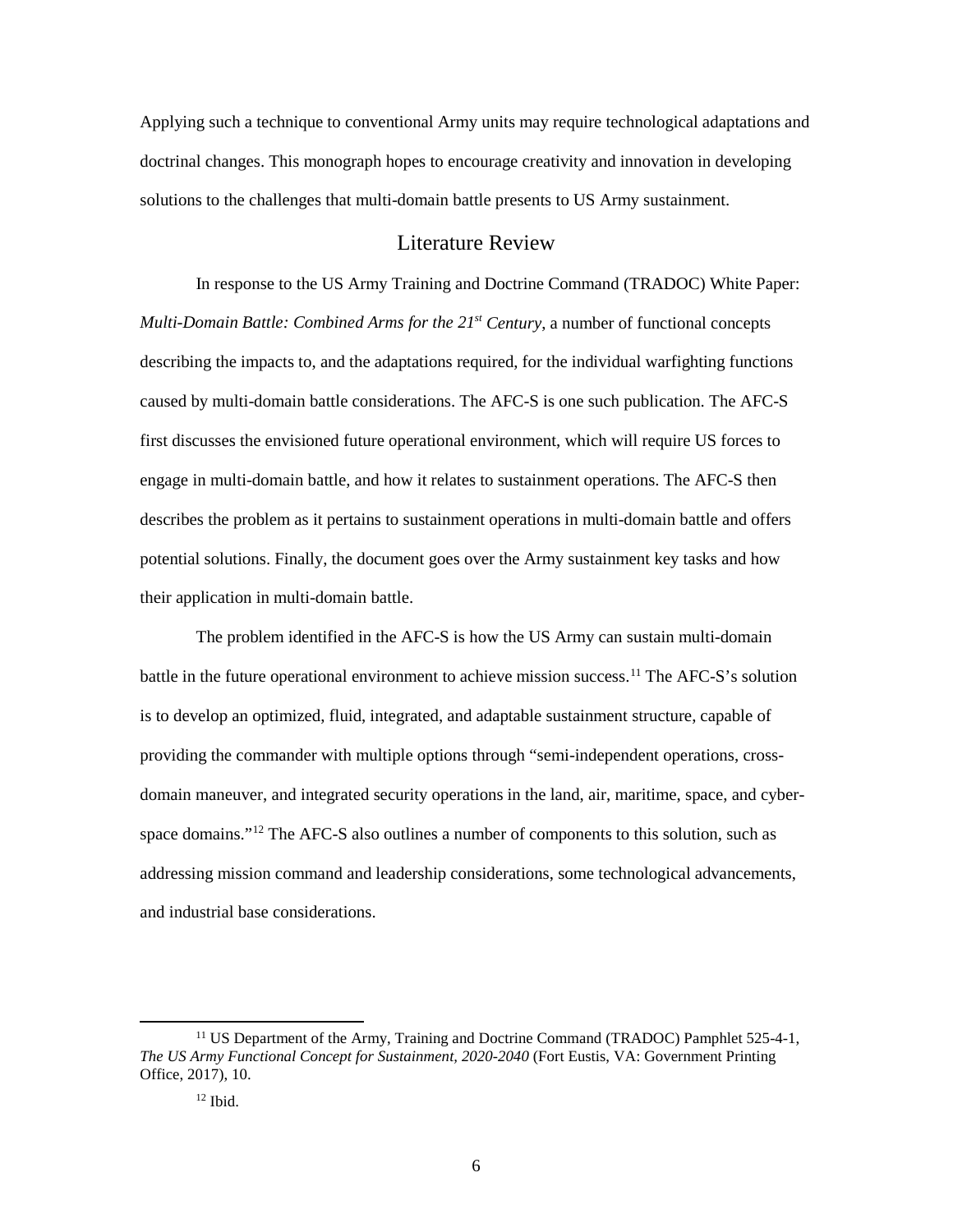Applying such a technique to conventional Army units may require technological adaptations and doctrinal changes. This monograph hopes to encourage creativity and innovation in developing solutions to the challenges that multi-domain battle presents to US Army sustainment.

## Literature Review

In response to the US Army Training and Doctrine Command (TRADOC) White Paper: *Multi-Domain Battle: Combined Arms for the 21st Century*, a number of functional concepts describing the impacts to, and the adaptations required, for the individual warfighting functions caused by multi-domain battle considerations. The AFC-S is one such publication. The AFC-S first discusses the envisioned future operational environment, which will require US forces to engage in multi-domain battle, and how it relates to sustainment operations. The AFC-S then describes the problem as it pertains to sustainment operations in multi-domain battle and offers potential solutions. Finally, the document goes over the Army sustainment key tasks and how their application in multi-domain battle.

The problem identified in the AFC-S is how the US Army can sustain multi-domain battle in the future operational environment to achieve mission success.[11] The AFC-S's solution is to develop an optimized, fluid, integrated, and adaptable sustainment structure, capable of providing the commander with multiple options through "semi-independent operations, cross-domain maneuver, and integrated security operations in the land, air, maritime, space, and cyber-space domains."[12] The AFC-S also outlines a number of components to this solution, such as addressing mission command and leadership considerations, some technological advancements, and industrial base considerations.

---

[11] US Department of the Army, Training and Doctrine Command (TRADOC) Pamphlet 525-4-1, *The US Army Functional Concept for Sustainment, 2020-2040* (Fort Eustis, VA: Government Printing Office, 2017), 10.

[12] Ibid.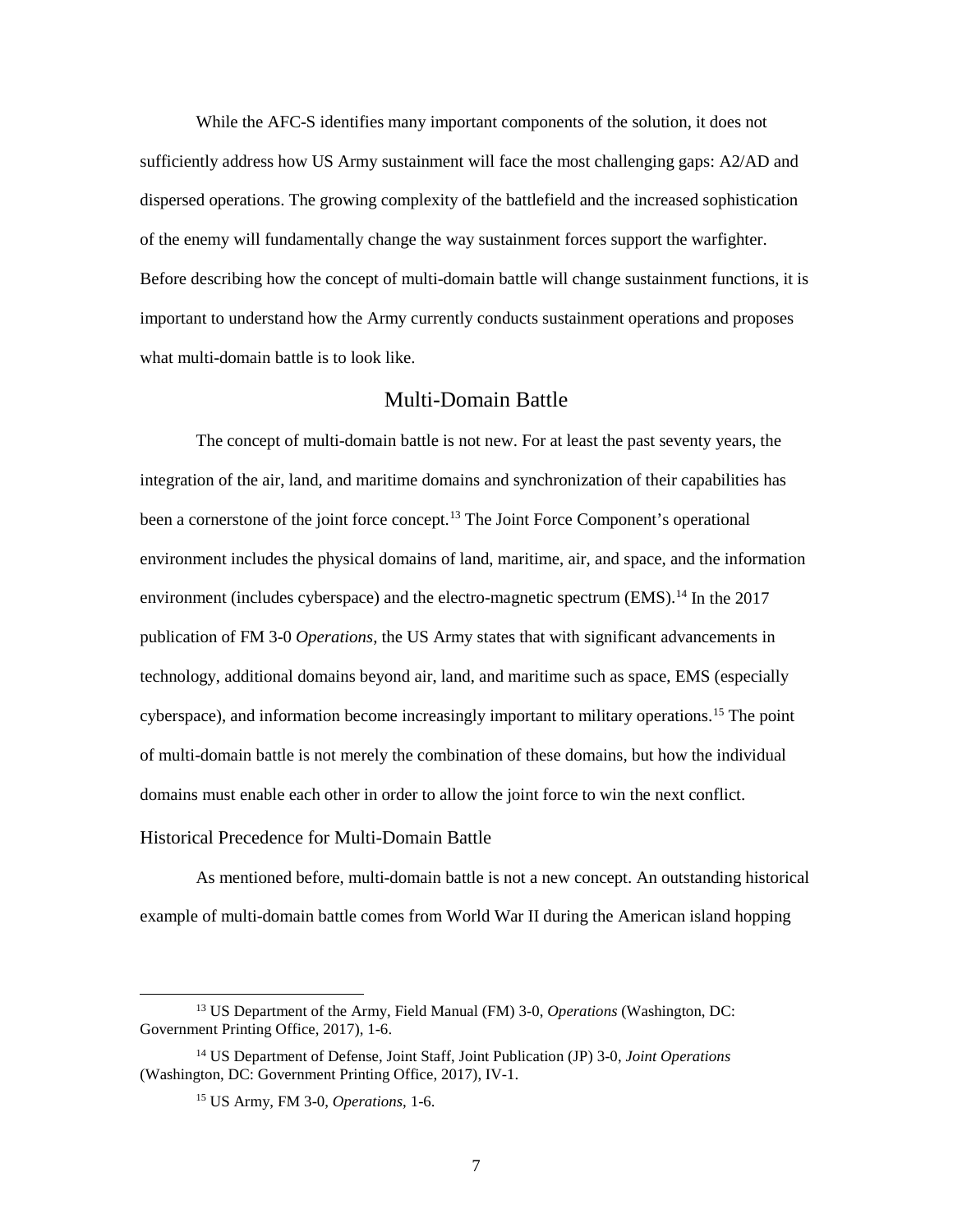While the AFC-S identifies many important components of the solution, it does not sufficiently address how US Army sustainment will face the most challenging gaps: A2/AD and dispersed operations. The growing complexity of the battlefield and the increased sophistication of the enemy will fundamentally change the way sustainment forces support the warfighter. Before describing how the concept of multi-domain battle will change sustainment functions, it is important to understand how the Army currently conducts sustainment operations and proposes what multi-domain battle is to look like.

## Multi-Domain Battle

The concept of multi-domain battle is not new. For at least the past seventy years, the integration of the air, land, and maritime domains and synchronization of their capabilities has been a cornerstone of the joint force concept.[13] The Joint Force Component's operational environment includes the physical domains of land, maritime, air, and space, and the information environment (includes cyberspace) and the electro-magnetic spectrum (EMS).[14] In the 2017 publication of FM 3-0 *Operations*, the US Army states that with significant advancements in technology, additional domains beyond air, land, and maritime such as space, EMS (especially cyberspace), and information become increasingly important to military operations.[15] The point of multi-domain battle is not merely the combination of these domains, but how the individual domains must enable each other in order to allow the joint force to win the next conflict.

### Historical Precedence for Multi-Domain Battle

As mentioned before, multi-domain battle is not a new concept. An outstanding historical example of multi-domain battle comes from World War II during the American island hopping

---

[13] US Department of the Army, Field Manual (FM) 3-0, *Operations* (Washington, DC: Government Printing Office, 2017), 1-6.

[14] US Department of Defense, Joint Staff, Joint Publication (JP) 3-0, *Joint Operations* (Washington, DC: Government Printing Office, 2017), IV-1.

[15] US Army, FM 3-0, *Operations*, 1-6.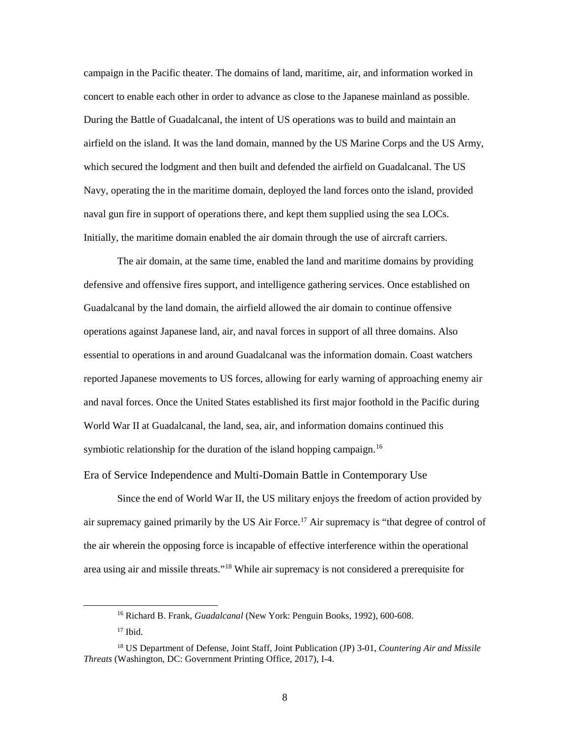campaign in the Pacific theater. The domains of land, maritime, air, and information worked in concert to enable each other in order to advance as close to the Japanese mainland as possible. During the Battle of Guadalcanal, the intent of US operations was to build and maintain an airfield on the island. It was the land domain, manned by the US Marine Corps and the US Army, which secured the lodgment and then built and defended the airfield on Guadalcanal. The US Navy, operating the in the maritime domain, deployed the land forces onto the island, provided naval gun fire in support of operations there, and kept them supplied using the sea LOCs. Initially, the maritime domain enabled the air domain through the use of aircraft carriers.

The air domain, at the same time, enabled the land and maritime domains by providing defensive and offensive fires support, and intelligence gathering services. Once established on Guadalcanal by the land domain, the airfield allowed the air domain to continue offensive operations against Japanese land, air, and naval forces in support of all three domains. Also essential to operations in and around Guadalcanal was the information domain. Coast watchers reported Japanese movements to US forces, allowing for early warning of approaching enemy air and naval forces. Once the United States established its first major foothold in the Pacific during World War II at Guadalcanal, the land, sea, air, and information domains continued this symbiotic relationship for the duration of the island hopping campaign.[16]

## Era of Service Independence and Multi-Domain Battle in Contemporary Use

Since the end of World War II, the US military enjoys the freedom of action provided by air supremacy gained primarily by the US Air Force.[17] Air supremacy is "that degree of control of the air wherein the opposing force is incapable of effective interference within the operational area using air and missile threats."[18] While air supremacy is not considered a prerequisite for

---

[16] Richard B. Frank, *Guadalcanal* (New York: Penguin Books, 1992), 600-608.

[17] Ibid.

[18] US Department of Defense, Joint Staff, Joint Publication (JP) 3-01, *Countering Air and Missile Threats* (Washington, DC: Government Printing Office, 2017), I-4.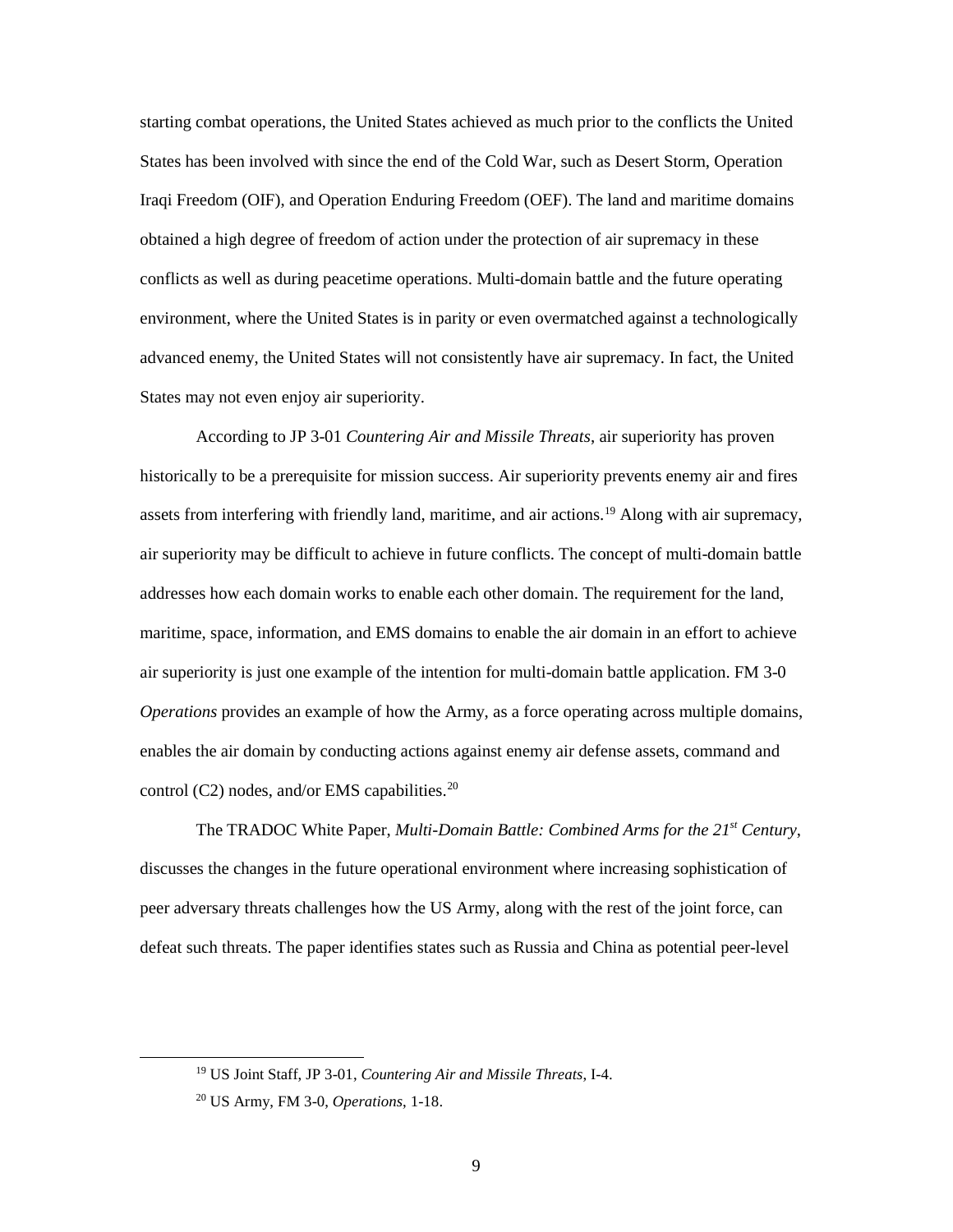starting combat operations, the United States achieved as much prior to the conflicts the United States has been involved with since the end of the Cold War, such as Desert Storm, Operation Iraqi Freedom (OIF), and Operation Enduring Freedom (OEF). The land and maritime domains obtained a high degree of freedom of action under the protection of air supremacy in these conflicts as well as during peacetime operations. Multi-domain battle and the future operating environment, where the United States is in parity or even overmatched against a technologically advanced enemy, the United States will not consistently have air supremacy. In fact, the United States may not even enjoy air superiority.

According to JP 3-01 *Countering Air and Missile Threats*, air superiority has proven historically to be a prerequisite for mission success. Air superiority prevents enemy air and fires assets from interfering with friendly land, maritime, and air actions.[19] Along with air supremacy, air superiority may be difficult to achieve in future conflicts. The concept of multi-domain battle addresses how each domain works to enable each other domain. The requirement for the land, maritime, space, information, and EMS domains to enable the air domain in an effort to achieve air superiority is just one example of the intention for multi-domain battle application. FM 3-0 *Operations* provides an example of how the Army, as a force operating across multiple domains, enables the air domain by conducting actions against enemy air defense assets, command and control (C2) nodes, and/or EMS capabilities.[20]

The TRADOC White Paper, *Multi-Domain Battle: Combined Arms for the 21st Century*, discusses the changes in the future operational environment where increasing sophistication of peer adversary threats challenges how the US Army, along with the rest of the joint force, can defeat such threats. The paper identifies states such as Russia and China as potential peer-level

---

[19] US Joint Staff, JP 3-01, *Countering Air and Missile Threats*, I-4.

[20] US Army, FM 3-0, *Operations*, 1-18.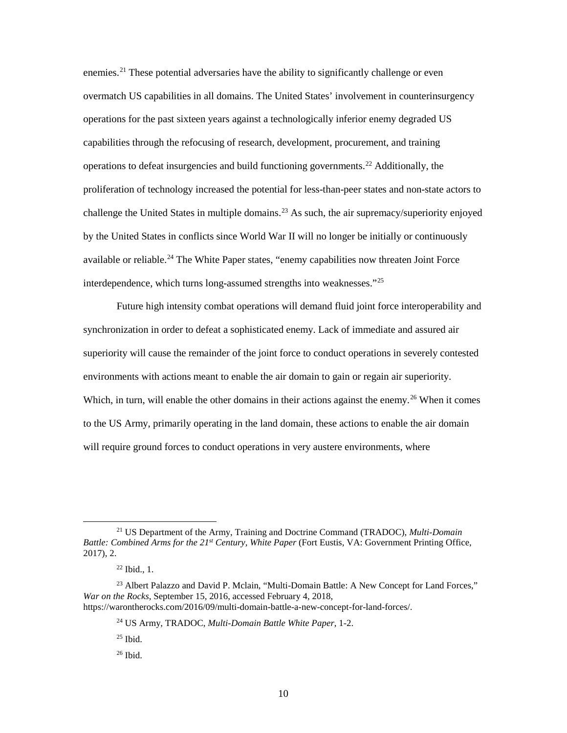enemies.[21] These potential adversaries have the ability to significantly challenge or even overmatch US capabilities in all domains. The United States' involvement in counterinsurgency operations for the past sixteen years against a technologically inferior enemy degraded US capabilities through the refocusing of research, development, procurement, and training operations to defeat insurgencies and build functioning governments.[22] Additionally, the proliferation of technology increased the potential for less-than-peer states and non-state actors to challenge the United States in multiple domains.[23] As such, the air supremacy/superiority enjoyed by the United States in conflicts since World War II will no longer be initially or continuously available or reliable.[24] The White Paper states, "enemy capabilities now threaten Joint Force interdependence, which turns long-assumed strengths into weaknesses."[25]

Future high intensity combat operations will demand fluid joint force interoperability and synchronization in order to defeat a sophisticated enemy. Lack of immediate and assured air superiority will cause the remainder of the joint force to conduct operations in severely contested environments with actions meant to enable the air domain to gain or regain air superiority. Which, in turn, will enable the other domains in their actions against the enemy.[26] When it comes to the US Army, primarily operating in the land domain, these actions to enable the air domain will require ground forces to conduct operations in very austere environments, where

---

[21] US Department of the Army, Training and Doctrine Command (TRADOC), *Multi-Domain Battle: Combined Arms for the 21st Century, White Paper* (Fort Eustis, VA: Government Printing Office, 2017), 2.

[22] Ibid., 1.

[23] Albert Palazzo and David P. Mclain, "Multi-Domain Battle: A New Concept for Land Forces," *War on the Rocks*, September 15, 2016, accessed February 4, 2018, https://warontherocks.com/2016/09/multi-domain-battle-a-new-concept-for-land-forces/.

[24] US Army, TRADOC, *Multi-Domain Battle White Paper*, 1-2.

[25] Ibid.

[26] Ibid.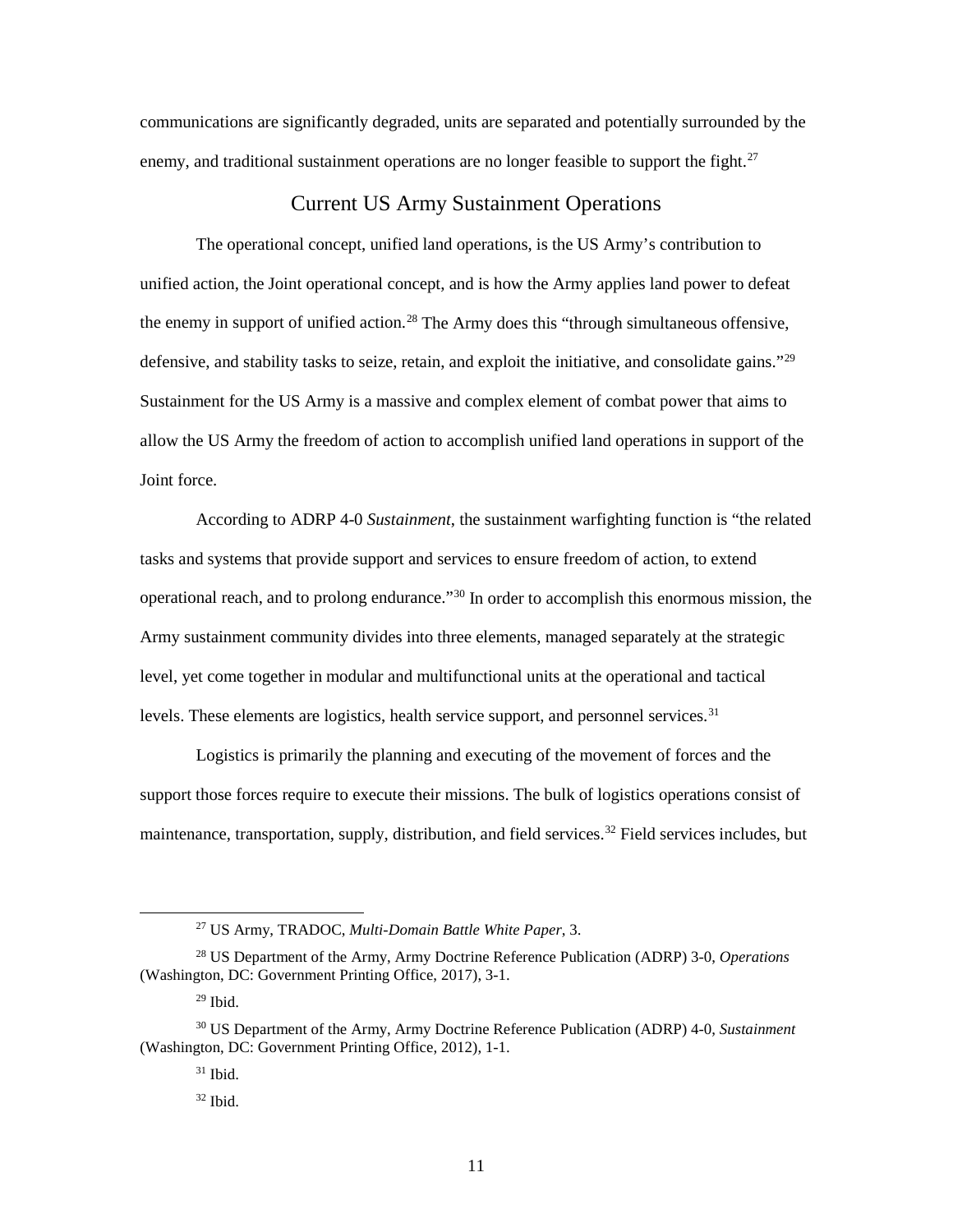communications are significantly degraded, units are separated and potentially surrounded by the enemy, and traditional sustainment operations are no longer feasible to support the fight.[27]

## Current US Army Sustainment Operations

The operational concept, unified land operations, is the US Army's contribution to unified action, the Joint operational concept, and is how the Army applies land power to defeat the enemy in support of unified action.[28] The Army does this "through simultaneous offensive, defensive, and stability tasks to seize, retain, and exploit the initiative, and consolidate gains."[29] Sustainment for the US Army is a massive and complex element of combat power that aims to allow the US Army the freedom of action to accomplish unified land operations in support of the Joint force.

According to ADRP 4-0 *Sustainment*, the sustainment warfighting function is "the related tasks and systems that provide support and services to ensure freedom of action, to extend operational reach, and to prolong endurance."[30] In order to accomplish this enormous mission, the Army sustainment community divides into three elements, managed separately at the strategic level, yet come together in modular and multifunctional units at the operational and tactical levels. These elements are logistics, health service support, and personnel services.[31]

Logistics is primarily the planning and executing of the movement of forces and the support those forces require to execute their missions. The bulk of logistics operations consist of maintenance, transportation, supply, distribution, and field services.[32] Field services includes, but

---

[27] US Army, TRADOC, *Multi-Domain Battle White Paper*, 3.

[28] US Department of the Army, Army Doctrine Reference Publication (ADRP) 3-0, *Operations* (Washington, DC: Government Printing Office, 2017), 3-1.

[29] Ibid.

[30] US Department of the Army, Army Doctrine Reference Publication (ADRP) 4-0, *Sustainment* (Washington, DC: Government Printing Office, 2012), 1-1.

[31] Ibid.

[32] Ibid.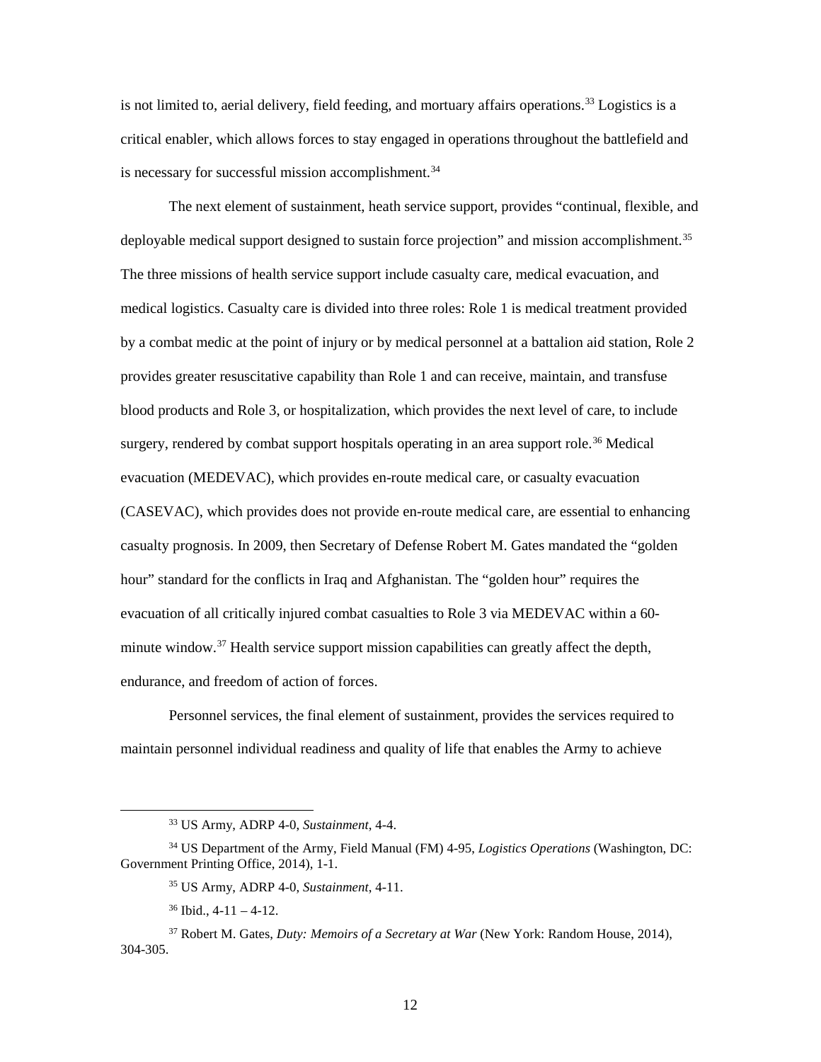is not limited to, aerial delivery, field feeding, and mortuary affairs operations.[33] Logistics is a critical enabler, which allows forces to stay engaged in operations throughout the battlefield and is necessary for successful mission accomplishment.[34]

The next element of sustainment, heath service support, provides "continual, flexible, and deployable medical support designed to sustain force projection" and mission accomplishment.[35] The three missions of health service support include casualty care, medical evacuation, and medical logistics. Casualty care is divided into three roles: Role 1 is medical treatment provided by a combat medic at the point of injury or by medical personnel at a battalion aid station, Role 2 provides greater resuscitative capability than Role 1 and can receive, maintain, and transfuse blood products and Role 3, or hospitalization, which provides the next level of care, to include surgery, rendered by combat support hospitals operating in an area support role.[36] Medical evacuation (MEDEVAC), which provides en-route medical care, or casualty evacuation (CASEVAC), which provides does not provide en-route medical care, are essential to enhancing casualty prognosis. In 2009, then Secretary of Defense Robert M. Gates mandated the "golden hour" standard for the conflicts in Iraq and Afghanistan. The "golden hour" requires the evacuation of all critically injured combat casualties to Role 3 via MEDEVAC within a 60-minute window.[37] Health service support mission capabilities can greatly affect the depth, endurance, and freedom of action of forces.

Personnel services, the final element of sustainment, provides the services required to maintain personnel individual readiness and quality of life that enables the Army to achieve

---

[33] US Army, ADRP 4-0, *Sustainment*, 4-4.

[34] US Department of the Army, Field Manual (FM) 4-95, *Logistics Operations* (Washington, DC: Government Printing Office, 2014), 1-1.

[35] US Army, ADRP 4-0, *Sustainment*, 4-11.

[36] Ibid., 4-11 – 4-12.

[37] Robert M. Gates, *Duty: Memoirs of a Secretary at War* (New York: Random House, 2014), 304-305.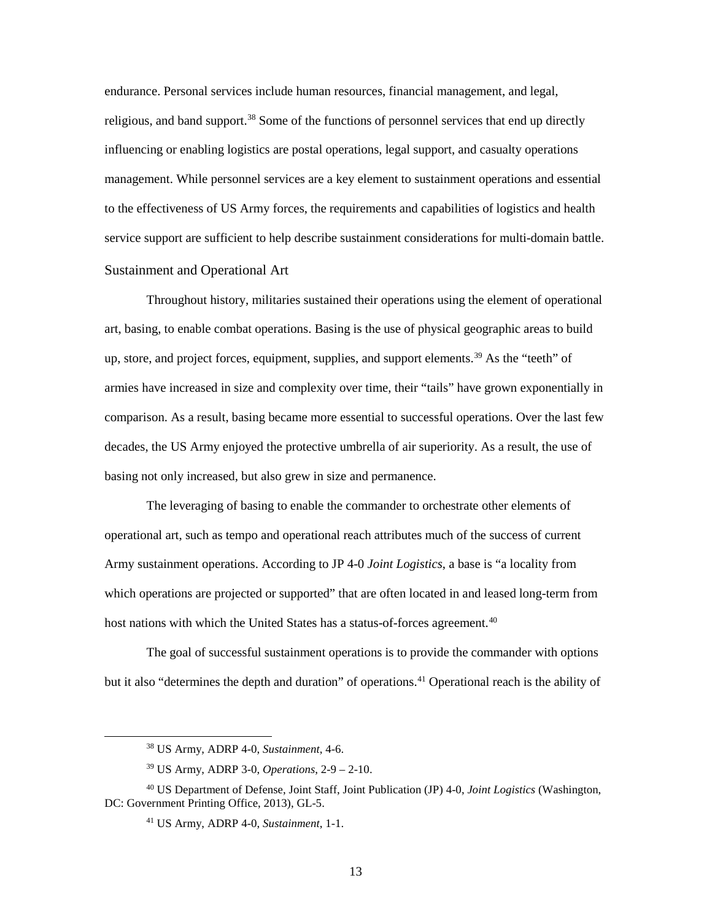endurance. Personal services include human resources, financial management, and legal, religious, and band support.[38] Some of the functions of personnel services that end up directly influencing or enabling logistics are postal operations, legal support, and casualty operations management. While personnel services are a key element to sustainment operations and essential to the effectiveness of US Army forces, the requirements and capabilities of logistics and health service support are sufficient to help describe sustainment considerations for multi-domain battle.

## Sustainment and Operational Art

Throughout history, militaries sustained their operations using the element of operational art, basing, to enable combat operations. Basing is the use of physical geographic areas to build up, store, and project forces, equipment, supplies, and support elements.[39] As the "teeth" of armies have increased in size and complexity over time, their "tails" have grown exponentially in comparison. As a result, basing became more essential to successful operations. Over the last few decades, the US Army enjoyed the protective umbrella of air superiority. As a result, the use of basing not only increased, but also grew in size and permanence.

The leveraging of basing to enable the commander to orchestrate other elements of operational art, such as tempo and operational reach attributes much of the success of current Army sustainment operations. According to JP 4-0 *Joint Logistics*, a base is "a locality from which operations are projected or supported" that are often located in and leased long-term from host nations with which the United States has a status-of-forces agreement.[40]

The goal of successful sustainment operations is to provide the commander with options but it also "determines the depth and duration" of operations.[41] Operational reach is the ability of

---

[38] US Army, ADRP 4-0, *Sustainment*, 4-6.

[39] US Army, ADRP 3-0, *Operations*, 2-9 – 2-10.

[40] US Department of Defense, Joint Staff, Joint Publication (JP) 4-0, *Joint Logistics* (Washington, DC: Government Printing Office, 2013), GL-5.

[41] US Army, ADRP 4-0, *Sustainment*, 1-1.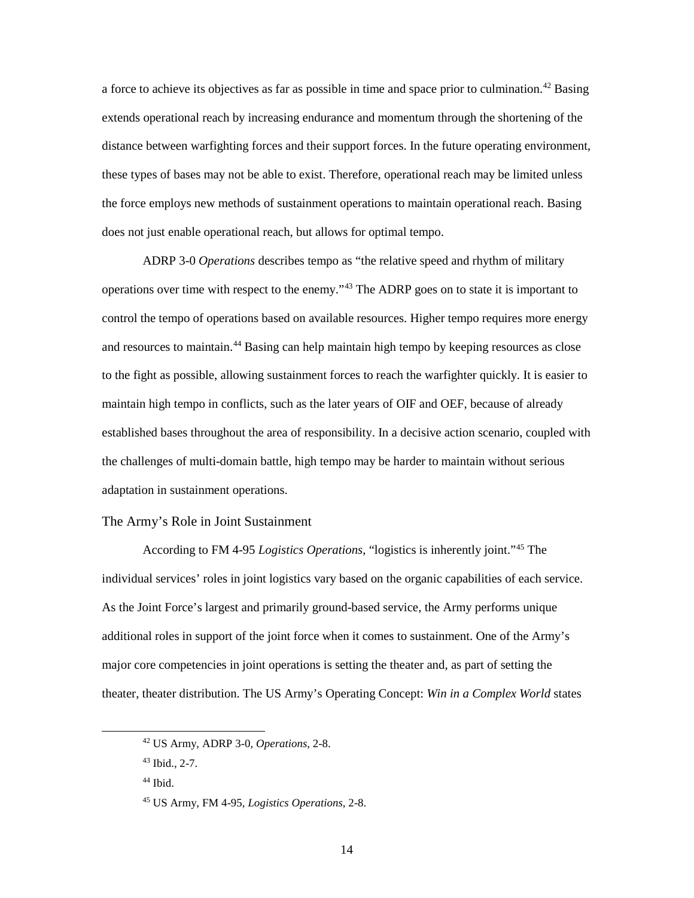a force to achieve its objectives as far as possible in time and space prior to culmination.[42] Basing extends operational reach by increasing endurance and momentum through the shortening of the distance between warfighting forces and their support forces. In the future operating environment, these types of bases may not be able to exist. Therefore, operational reach may be limited unless the force employs new methods of sustainment operations to maintain operational reach. Basing does not just enable operational reach, but allows for optimal tempo.

ADRP 3-0 *Operations* describes tempo as "the relative speed and rhythm of military operations over time with respect to the enemy."[43] The ADRP goes on to state it is important to control the tempo of operations based on available resources. Higher tempo requires more energy and resources to maintain.[44] Basing can help maintain high tempo by keeping resources as close to the fight as possible, allowing sustainment forces to reach the warfighter quickly. It is easier to maintain high tempo in conflicts, such as the later years of OIF and OEF, because of already established bases throughout the area of responsibility. In a decisive action scenario, coupled with the challenges of multi-domain battle, high tempo may be harder to maintain without serious adaptation in sustainment operations.

### The Army's Role in Joint Sustainment

According to FM 4-95 *Logistics Operations*, "logistics is inherently joint."[45] The individual services' roles in joint logistics vary based on the organic capabilities of each service. As the Joint Force's largest and primarily ground-based service, the Army performs unique additional roles in support of the joint force when it comes to sustainment. One of the Army's major core competencies in joint operations is setting the theater and, as part of setting the theater, theater distribution. The US Army's Operating Concept: *Win in a Complex World* states

---

[42] US Army, ADRP 3-0, *Operations*, 2-8.

[43] Ibid., 2-7.

[44] Ibid.

[45] US Army, FM 4-95, *Logistics Operations*, 2-8.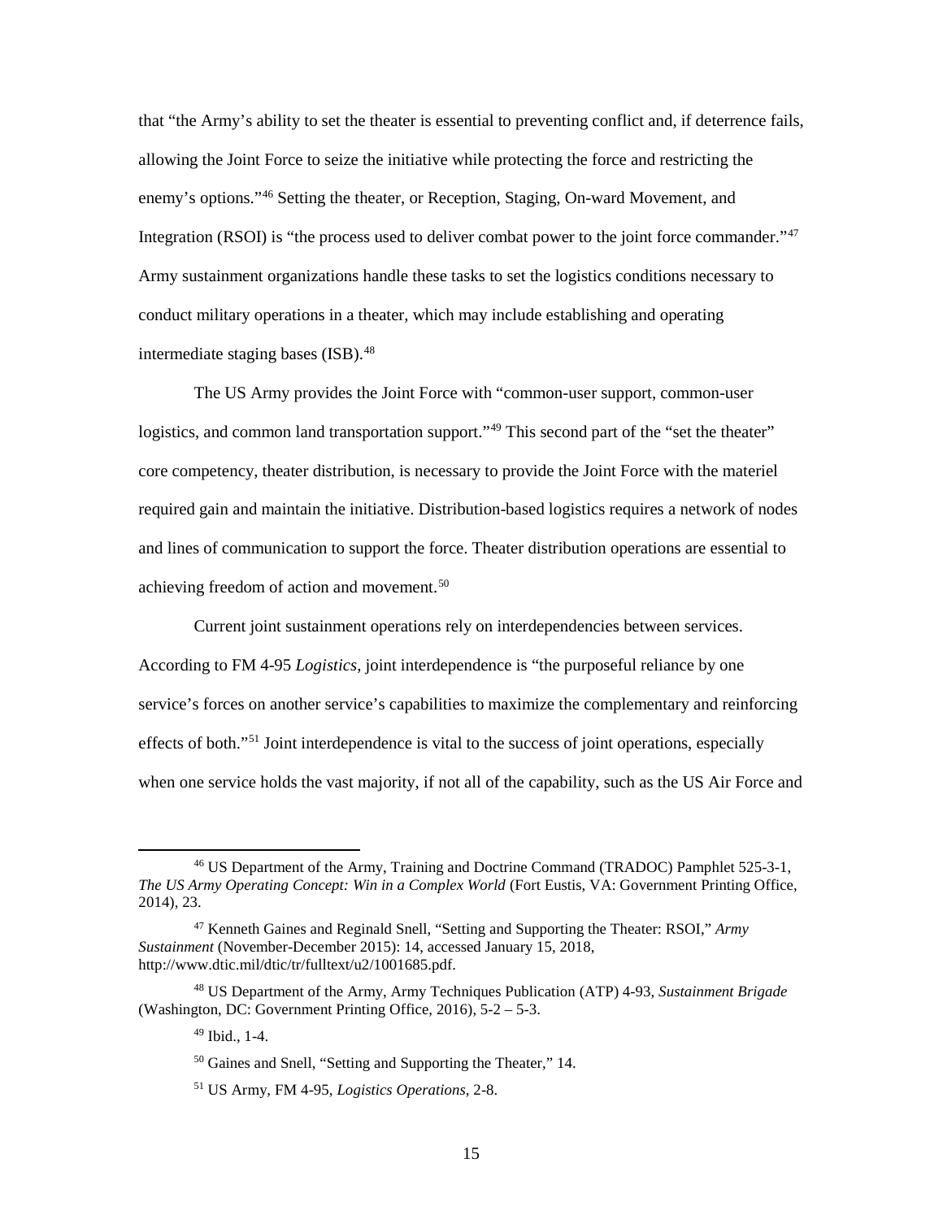that "the Army's ability to set the theater is essential to preventing conflict and, if deterrence fails, allowing the Joint Force to seize the initiative while protecting the force and restricting the enemy's options."[46] Setting the theater, or Reception, Staging, On-ward Movement, and Integration (RSOI) is "the process used to deliver combat power to the joint force commander."[47] Army sustainment organizations handle these tasks to set the logistics conditions necessary to conduct military operations in a theater, which may include establishing and operating intermediate staging bases (ISB).[48]

The US Army provides the Joint Force with "common-user support, common-user logistics, and common land transportation support."[49] This second part of the "set the theater" core competency, theater distribution, is necessary to provide the Joint Force with the materiel required gain and maintain the initiative. Distribution-based logistics requires a network of nodes and lines of communication to support the force. Theater distribution operations are essential to achieving freedom of action and movement.[50]

Current joint sustainment operations rely on interdependencies between services. According to FM 4-95 *Logistics*, joint interdependence is "the purposeful reliance by one service's forces on another service's capabilities to maximize the complementary and reinforcing effects of both."[51] Joint interdependence is vital to the success of joint operations, especially when one service holds the vast majority, if not all of the capability, such as the US Air Force and

---

[46] US Department of the Army, Training and Doctrine Command (TRADOC) Pamphlet 525-3-1, *The US Army Operating Concept: Win in a Complex World* (Fort Eustis, VA: Government Printing Office, 2014), 23.

[47] Kenneth Gaines and Reginald Snell, "Setting and Supporting the Theater: RSOI," *Army Sustainment* (November-December 2015): 14, accessed January 15, 2018, http://www.dtic.mil/dtic/tr/fulltext/u2/1001685.pdf.

[48] US Department of the Army, Army Techniques Publication (ATP) 4-93, *Sustainment Brigade* (Washington, DC: Government Printing Office, 2016), 5-2 – 5-3.

[49] Ibid., 1-4.

[50] Gaines and Snell, "Setting and Supporting the Theater," 14.

[51] US Army, FM 4-95, *Logistics Operations*, 2-8.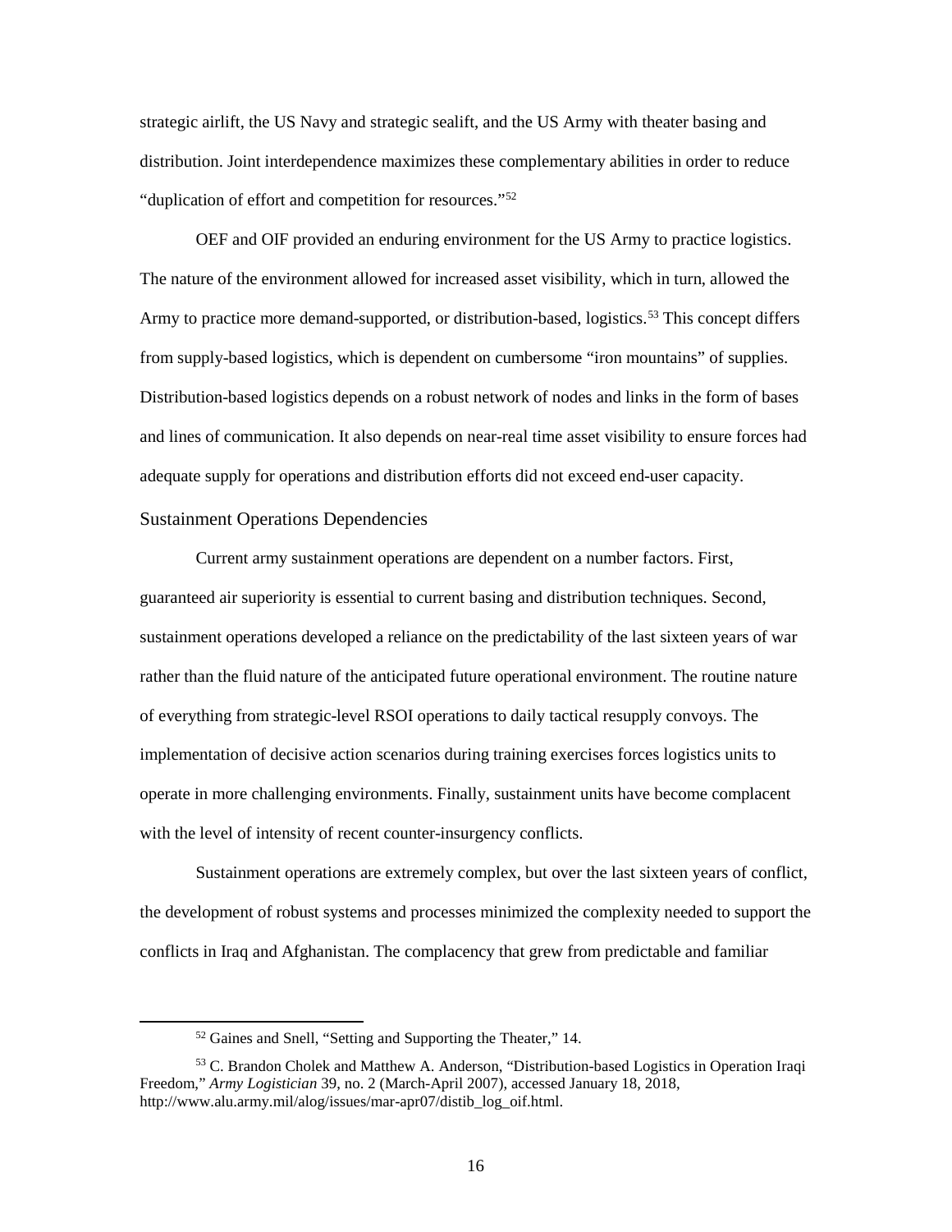strategic airlift, the US Navy and strategic sealift, and the US Army with theater basing and distribution. Joint interdependence maximizes these complementary abilities in order to reduce "duplication of effort and competition for resources."[52]

OEF and OIF provided an enduring environment for the US Army to practice logistics. The nature of the environment allowed for increased asset visibility, which in turn, allowed the Army to practice more demand-supported, or distribution-based, logistics.[53] This concept differs from supply-based logistics, which is dependent on cumbersome "iron mountains" of supplies. Distribution-based logistics depends on a robust network of nodes and links in the form of bases and lines of communication. It also depends on near-real time asset visibility to ensure forces had adequate supply for operations and distribution efforts did not exceed end-user capacity.

### Sustainment Operations Dependencies

Current army sustainment operations are dependent on a number factors. First, guaranteed air superiority is essential to current basing and distribution techniques. Second, sustainment operations developed a reliance on the predictability of the last sixteen years of war rather than the fluid nature of the anticipated future operational environment. The routine nature of everything from strategic-level RSOI operations to daily tactical resupply convoys. The implementation of decisive action scenarios during training exercises forces logistics units to operate in more challenging environments. Finally, sustainment units have become complacent with the level of intensity of recent counter-insurgency conflicts.

Sustainment operations are extremely complex, but over the last sixteen years of conflict, the development of robust systems and processes minimized the complexity needed to support the conflicts in Iraq and Afghanistan. The complacency that grew from predictable and familiar

---

[52] Gaines and Snell, "Setting and Supporting the Theater," 14.

[53] C. Brandon Cholek and Matthew A. Anderson, "Distribution-based Logistics in Operation Iraqi Freedom," *Army Logistician* 39, no. 2 (March-April 2007), accessed January 18, 2018, http://www.alu.army.mil/alog/issues/mar-apr07/distib_log_oif.html.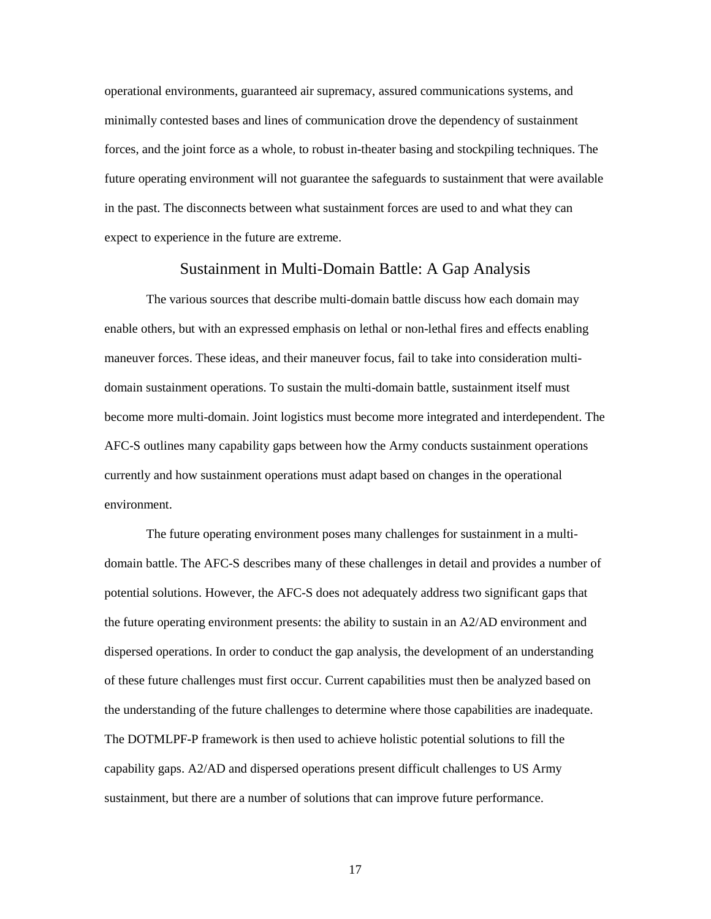operational environments, guaranteed air supremacy, assured communications systems, and minimally contested bases and lines of communication drove the dependency of sustainment forces, and the joint force as a whole, to robust in-theater basing and stockpiling techniques. The future operating environment will not guarantee the safeguards to sustainment that were available in the past. The disconnects between what sustainment forces are used to and what they can expect to experience in the future are extreme.

## Sustainment in Multi-Domain Battle: A Gap Analysis

The various sources that describe multi-domain battle discuss how each domain may enable others, but with an expressed emphasis on lethal or non-lethal fires and effects enabling maneuver forces. These ideas, and their maneuver focus, fail to take into consideration multi-domain sustainment operations. To sustain the multi-domain battle, sustainment itself must become more multi-domain. Joint logistics must become more integrated and interdependent. The AFC-S outlines many capability gaps between how the Army conducts sustainment operations currently and how sustainment operations must adapt based on changes in the operational environment.

The future operating environment poses many challenges for sustainment in a multi-domain battle. The AFC-S describes many of these challenges in detail and provides a number of potential solutions. However, the AFC-S does not adequately address two significant gaps that the future operating environment presents: the ability to sustain in an A2/AD environment and dispersed operations. In order to conduct the gap analysis, the development of an understanding of these future challenges must first occur. Current capabilities must then be analyzed based on the understanding of the future challenges to determine where those capabilities are inadequate. The DOTMLPF-P framework is then used to achieve holistic potential solutions to fill the capability gaps. A2/AD and dispersed operations present difficult challenges to US Army sustainment, but there are a number of solutions that can improve future performance.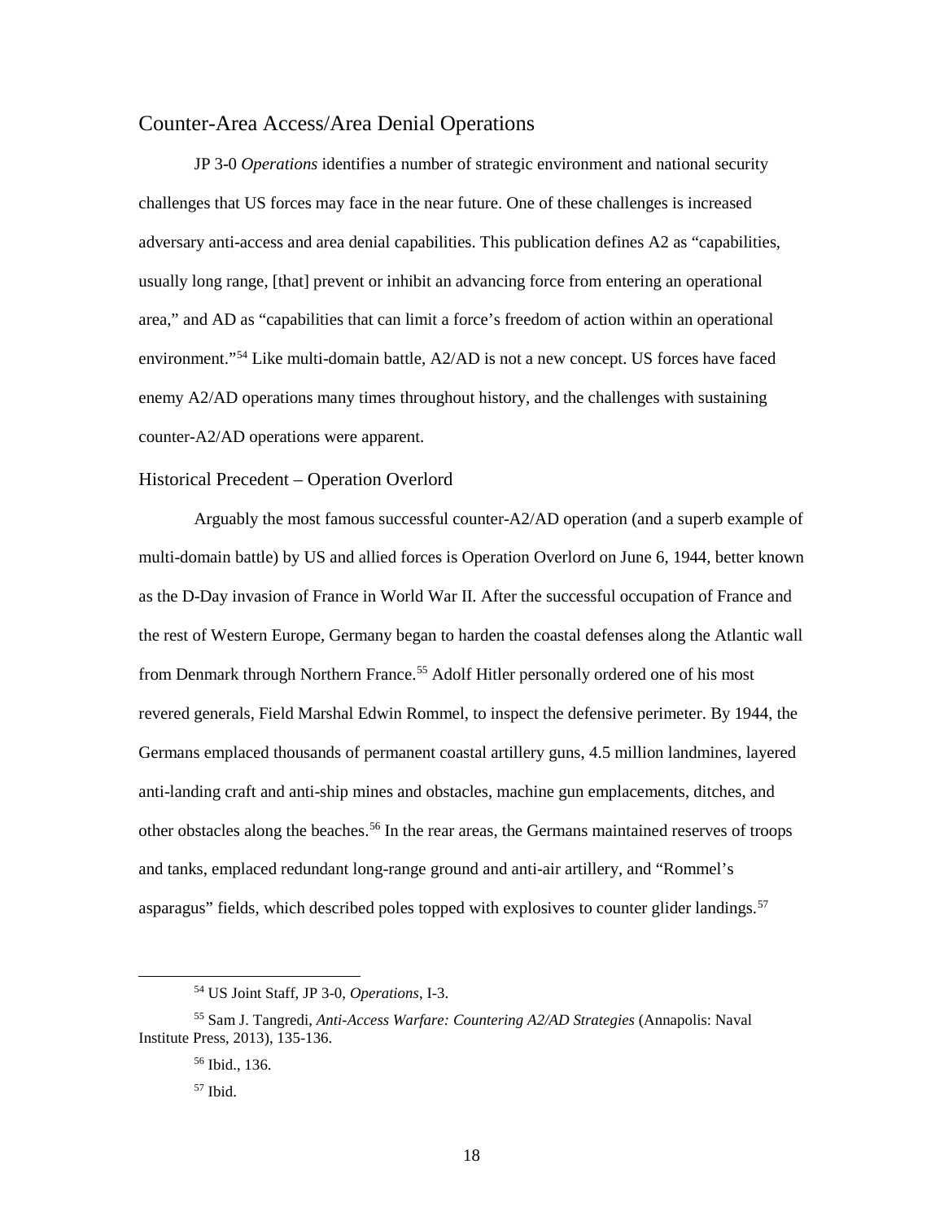## Counter-Area Access/Area Denial Operations

JP 3-0 *Operations* identifies a number of strategic environment and national security challenges that US forces may face in the near future. One of these challenges is increased adversary anti-access and area denial capabilities. This publication defines A2 as "capabilities, usually long range, [that] prevent or inhibit an advancing force from entering an operational area," and AD as "capabilities that can limit a force's freedom of action within an operational environment."[54] Like multi-domain battle, A2/AD is not a new concept. US forces have faced enemy A2/AD operations many times throughout history, and the challenges with sustaining counter-A2/AD operations were apparent.

### Historical Precedent – Operation Overlord

Arguably the most famous successful counter-A2/AD operation (and a superb example of multi-domain battle) by US and allied forces is Operation Overlord on June 6, 1944, better known as the D-Day invasion of France in World War II. After the successful occupation of France and the rest of Western Europe, Germany began to harden the coastal defenses along the Atlantic wall from Denmark through Northern France.[55] Adolf Hitler personally ordered one of his most revered generals, Field Marshal Edwin Rommel, to inspect the defensive perimeter. By 1944, the Germans emplaced thousands of permanent coastal artillery guns, 4.5 million landmines, layered anti-landing craft and anti-ship mines and obstacles, machine gun emplacements, ditches, and other obstacles along the beaches.[56] In the rear areas, the Germans maintained reserves of troops and tanks, emplaced redundant long-range ground and anti-air artillery, and "Rommel's asparagus" fields, which described poles topped with explosives to counter glider landings.[57]

---

[54] US Joint Staff, JP 3-0, *Operations*, I-3.

[55] Sam J. Tangredi, *Anti-Access Warfare: Countering A2/AD Strategies* (Annapolis: Naval Institute Press, 2013), 135-136.

[56] Ibid., 136.

[57] Ibid.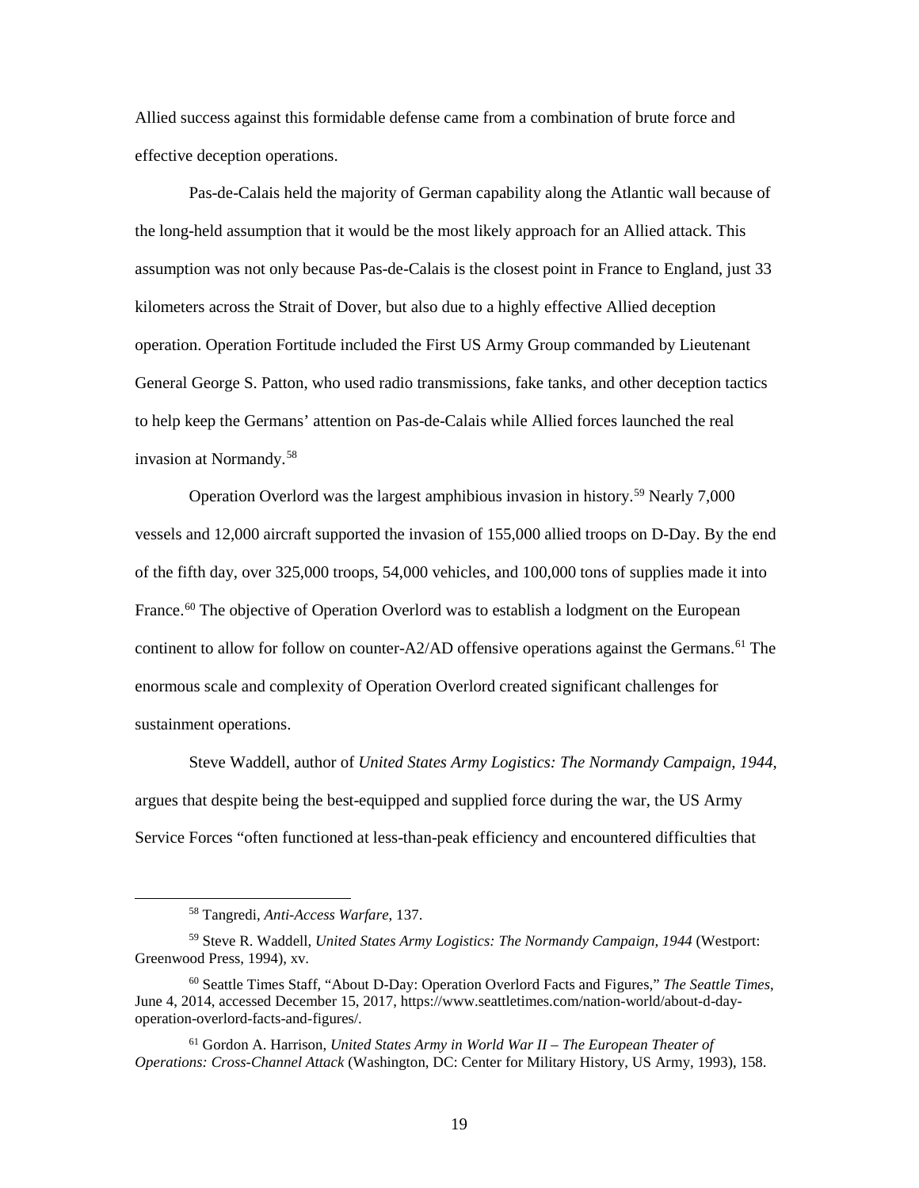Allied success against this formidable defense came from a combination of brute force and effective deception operations.

Pas-de-Calais held the majority of German capability along the Atlantic wall because of the long-held assumption that it would be the most likely approach for an Allied attack. This assumption was not only because Pas-de-Calais is the closest point in France to England, just 33 kilometers across the Strait of Dover, but also due to a highly effective Allied deception operation. Operation Fortitude included the First US Army Group commanded by Lieutenant General George S. Patton, who used radio transmissions, fake tanks, and other deception tactics to help keep the Germans' attention on Pas-de-Calais while Allied forces launched the real invasion at Normandy.[58]

Operation Overlord was the largest amphibious invasion in history.[59] Nearly 7,000 vessels and 12,000 aircraft supported the invasion of 155,000 allied troops on D-Day. By the end of the fifth day, over 325,000 troops, 54,000 vehicles, and 100,000 tons of supplies made it into France.[60] The objective of Operation Overlord was to establish a lodgment on the European continent to allow for follow on counter-A2/AD offensive operations against the Germans.[61] The enormous scale and complexity of Operation Overlord created significant challenges for sustainment operations.

Steve Waddell, author of *United States Army Logistics: The Normandy Campaign, 1944*, argues that despite being the best-equipped and supplied force during the war, the US Army Service Forces "often functioned at less-than-peak efficiency and encountered difficulties that

---

[58] Tangredi, *Anti-Access Warfare*, 137.

[59] Steve R. Waddell, *United States Army Logistics: The Normandy Campaign, 1944* (Westport: Greenwood Press, 1994), xv.

[60] Seattle Times Staff, "About D-Day: Operation Overlord Facts and Figures," *The Seattle Times*, June 4, 2014, accessed December 15, 2017, https://www.seattletimes.com/nation-world/about-d-day-operation-overlord-facts-and-figures/.

[61] Gordon A. Harrison, *United States Army in World War II – The European Theater of Operations: Cross-Channel Attack* (Washington, DC: Center for Military History, US Army, 1993), 158.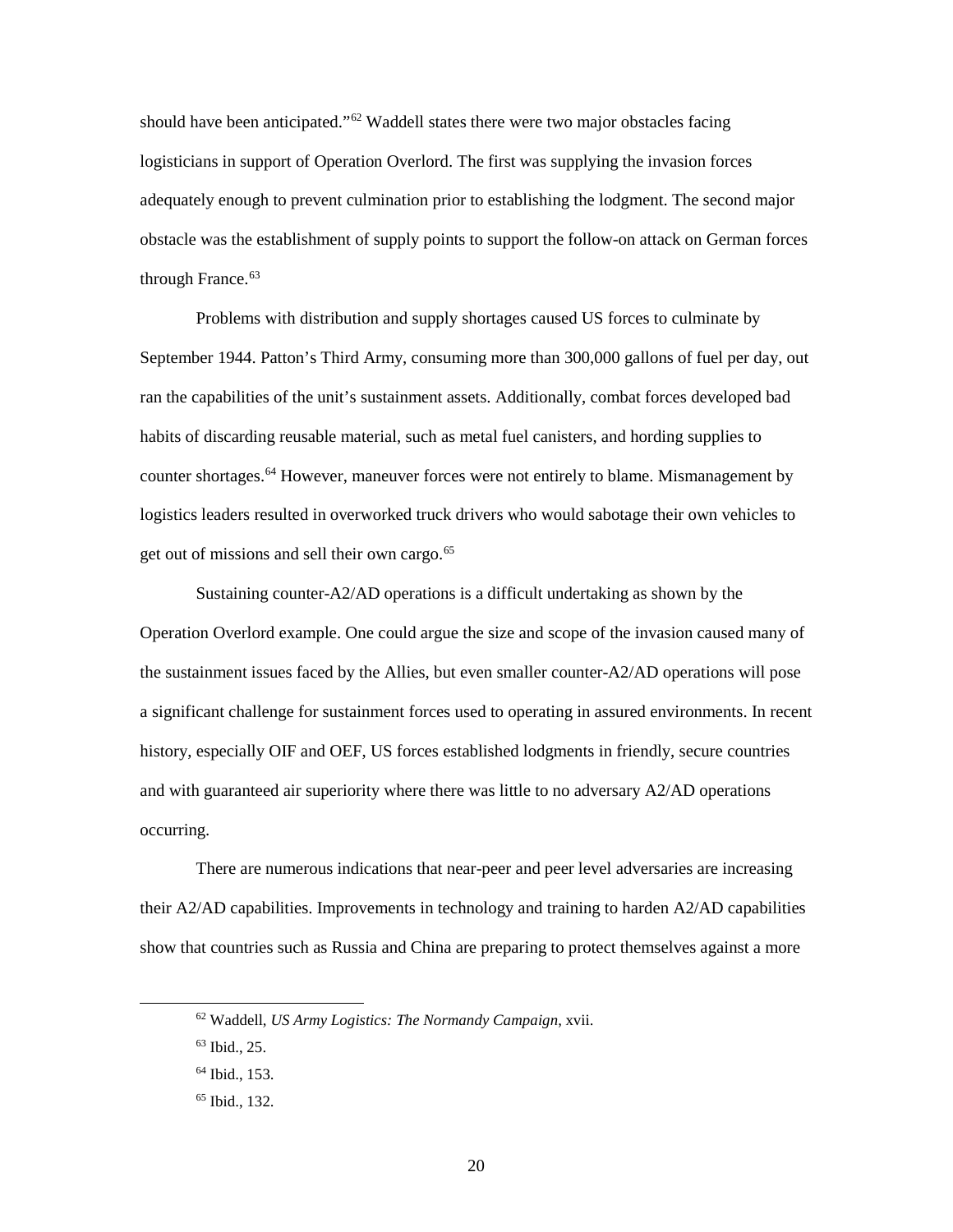should have been anticipated."[62] Waddell states there were two major obstacles facing logisticians in support of Operation Overlord. The first was supplying the invasion forces adequately enough to prevent culmination prior to establishing the lodgment. The second major obstacle was the establishment of supply points to support the follow-on attack on German forces through France.[63]

Problems with distribution and supply shortages caused US forces to culminate by September 1944. Patton's Third Army, consuming more than 300,000 gallons of fuel per day, out ran the capabilities of the unit's sustainment assets. Additionally, combat forces developed bad habits of discarding reusable material, such as metal fuel canisters, and hording supplies to counter shortages.[64] However, maneuver forces were not entirely to blame. Mismanagement by logistics leaders resulted in overworked truck drivers who would sabotage their own vehicles to get out of missions and sell their own cargo.[65]

Sustaining counter-A2/AD operations is a difficult undertaking as shown by the Operation Overlord example. One could argue the size and scope of the invasion caused many of the sustainment issues faced by the Allies, but even smaller counter-A2/AD operations will pose a significant challenge for sustainment forces used to operating in assured environments. In recent history, especially OIF and OEF, US forces established lodgments in friendly, secure countries and with guaranteed air superiority where there was little to no adversary A2/AD operations occurring.

There are numerous indications that near-peer and peer level adversaries are increasing their A2/AD capabilities. Improvements in technology and training to harden A2/AD capabilities show that countries such as Russia and China are preparing to protect themselves against a more

---

[62] Waddell, *US Army Logistics: The Normandy Campaign*, xvii.

[63] Ibid., 25.

[64] Ibid., 153.

[65] Ibid., 132.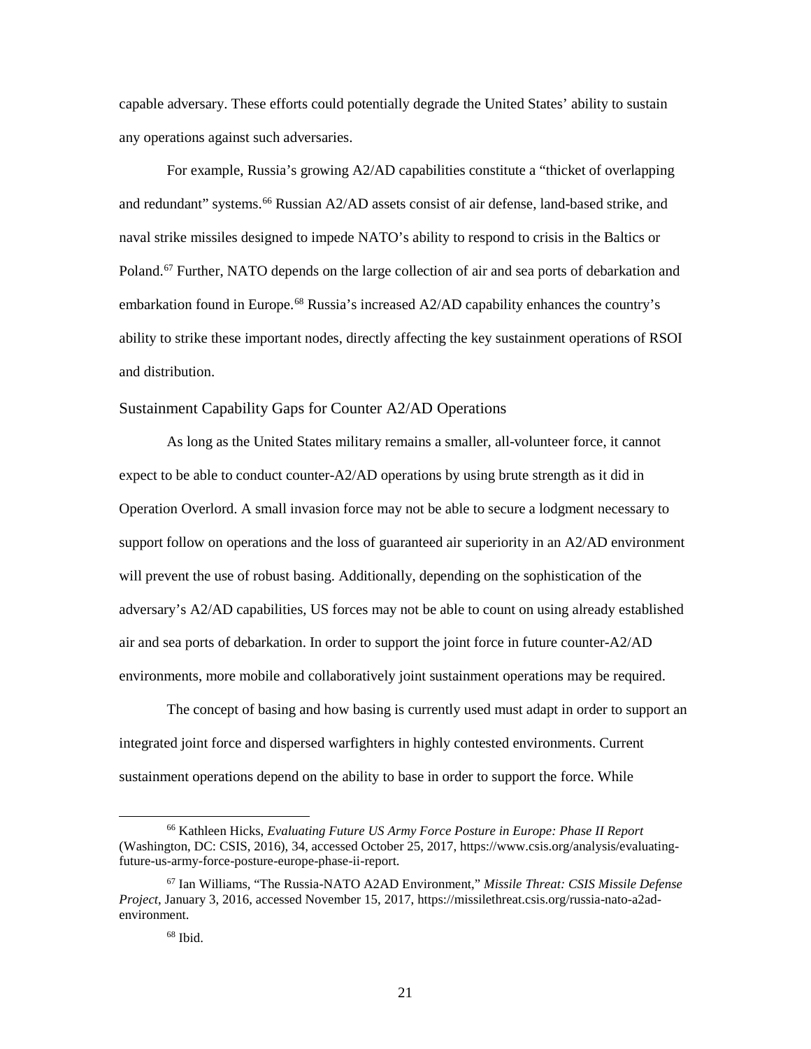capable adversary. These efforts could potentially degrade the United States' ability to sustain any operations against such adversaries.

For example, Russia's growing A2/AD capabilities constitute a "thicket of overlapping and redundant" systems.[66] Russian A2/AD assets consist of air defense, land-based strike, and naval strike missiles designed to impede NATO's ability to respond to crisis in the Baltics or Poland.[67] Further, NATO depends on the large collection of air and sea ports of debarkation and embarkation found in Europe.[68] Russia's increased A2/AD capability enhances the country's ability to strike these important nodes, directly affecting the key sustainment operations of RSOI and distribution.

## Sustainment Capability Gaps for Counter A2/AD Operations

As long as the United States military remains a smaller, all-volunteer force, it cannot expect to be able to conduct counter-A2/AD operations by using brute strength as it did in Operation Overlord. A small invasion force may not be able to secure a lodgment necessary to support follow on operations and the loss of guaranteed air superiority in an A2/AD environment will prevent the use of robust basing. Additionally, depending on the sophistication of the adversary's A2/AD capabilities, US forces may not be able to count on using already established air and sea ports of debarkation. In order to support the joint force in future counter-A2/AD environments, more mobile and collaboratively joint sustainment operations may be required.

The concept of basing and how basing is currently used must adapt in order to support an integrated joint force and dispersed warfighters in highly contested environments. Current sustainment operations depend on the ability to base in order to support the force. While

---

[66] Kathleen Hicks, *Evaluating Future US Army Force Posture in Europe: Phase II Report* (Washington, DC: CSIS, 2016), 34, accessed October 25, 2017, https://www.csis.org/analysis/evaluating-future-us-army-force-posture-europe-phase-ii-report.

[67] Ian Williams, "The Russia-NATO A2AD Environment," *Missile Threat: CSIS Missile Defense Project*, January 3, 2016, accessed November 15, 2017, https://missilethreat.csis.org/russia-nato-a2ad-environment.

[68] Ibid.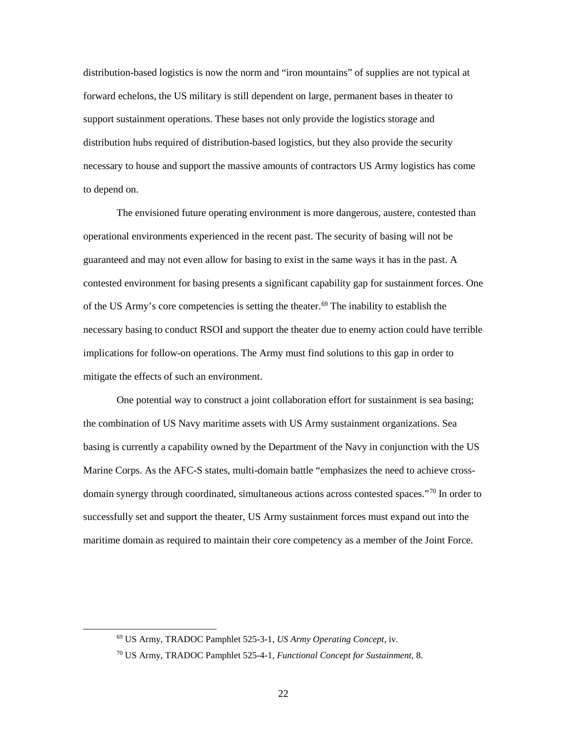distribution-based logistics is now the norm and "iron mountains" of supplies are not typical at forward echelons, the US military is still dependent on large, permanent bases in theater to support sustainment operations. These bases not only provide the logistics storage and distribution hubs required of distribution-based logistics, but they also provide the security necessary to house and support the massive amounts of contractors US Army logistics has come to depend on.

The envisioned future operating environment is more dangerous, austere, contested than operational environments experienced in the recent past. The security of basing will not be guaranteed and may not even allow for basing to exist in the same ways it has in the past. A contested environment for basing presents a significant capability gap for sustainment forces. One of the US Army's core competencies is setting the theater.[69] The inability to establish the necessary basing to conduct RSOI and support the theater due to enemy action could have terrible implications for follow-on operations. The Army must find solutions to this gap in order to mitigate the effects of such an environment.

One potential way to construct a joint collaboration effort for sustainment is sea basing; the combination of US Navy maritime assets with US Army sustainment organizations. Sea basing is currently a capability owned by the Department of the Navy in conjunction with the US Marine Corps. As the AFC-S states, multi-domain battle "emphasizes the need to achieve cross-domain synergy through coordinated, simultaneous actions across contested spaces."[70] In order to successfully set and support the theater, US Army sustainment forces must expand out into the maritime domain as required to maintain their core competency as a member of the Joint Force.

[69] US Army, TRADOC Pamphlet 525-3-1, *US Army Operating Concept*, iv.

[70] US Army, TRADOC Pamphlet 525-4-1, *Functional Concept for Sustainment*, 8.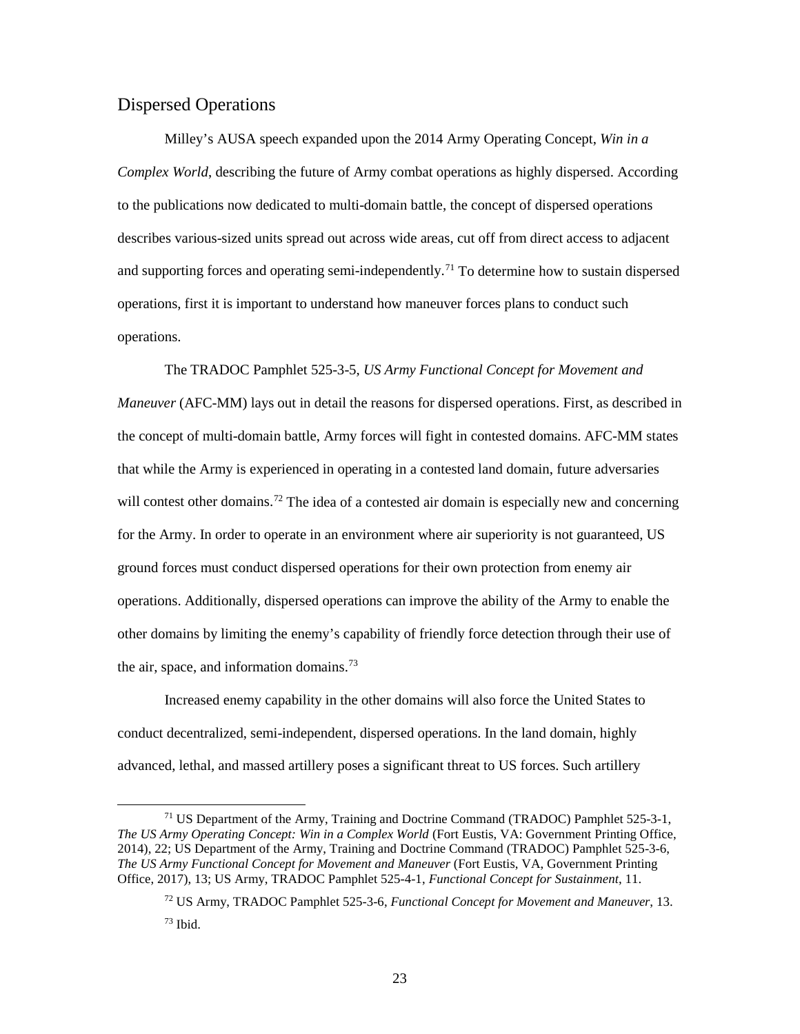## Dispersed Operations

Milley's AUSA speech expanded upon the 2014 Army Operating Concept, *Win in a Complex World*, describing the future of Army combat operations as highly dispersed. According to the publications now dedicated to multi-domain battle, the concept of dispersed operations describes various-sized units spread out across wide areas, cut off from direct access to adjacent and supporting forces and operating semi-independently.[71] To determine how to sustain dispersed operations, first it is important to understand how maneuver forces plans to conduct such operations.

The TRADOC Pamphlet 525-3-5, *US Army Functional Concept for Movement and Maneuver* (AFC-MM) lays out in detail the reasons for dispersed operations. First, as described in the concept of multi-domain battle, Army forces will fight in contested domains. AFC-MM states that while the Army is experienced in operating in a contested land domain, future adversaries will contest other domains.[72] The idea of a contested air domain is especially new and concerning for the Army. In order to operate in an environment where air superiority is not guaranteed, US ground forces must conduct dispersed operations for their own protection from enemy air operations. Additionally, dispersed operations can improve the ability of the Army to enable the other domains by limiting the enemy's capability of friendly force detection through their use of the air, space, and information domains.[73]

Increased enemy capability in the other domains will also force the United States to conduct decentralized, semi-independent, dispersed operations. In the land domain, highly advanced, lethal, and massed artillery poses a significant threat to US forces. Such artillery

---

[71] US Department of the Army, Training and Doctrine Command (TRADOC) Pamphlet 525-3-1, *The US Army Operating Concept: Win in a Complex World* (Fort Eustis, VA: Government Printing Office, 2014), 22; US Department of the Army, Training and Doctrine Command (TRADOC) Pamphlet 525-3-6, *The US Army Functional Concept for Movement and Maneuver* (Fort Eustis, VA, Government Printing Office, 2017), 13; US Army, TRADOC Pamphlet 525-4-1, *Functional Concept for Sustainment*, 11.

[72] US Army, TRADOC Pamphlet 525-3-6, *Functional Concept for Movement and Maneuver*, 13.

[73] Ibid.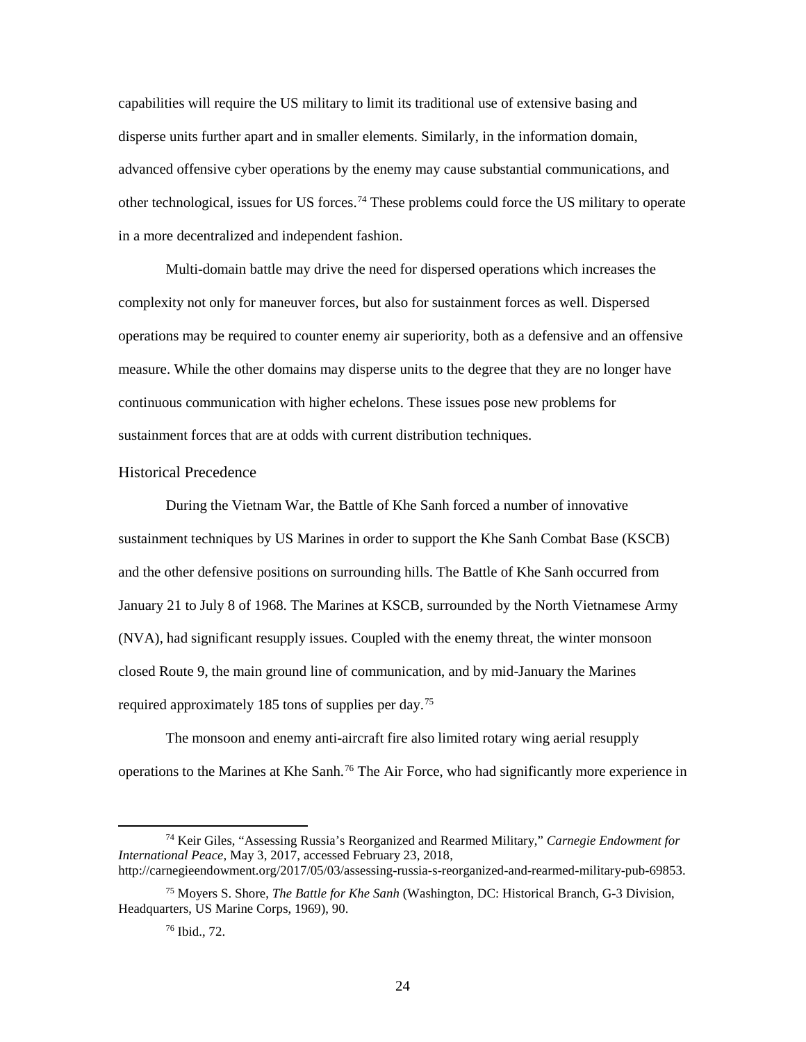capabilities will require the US military to limit its traditional use of extensive basing and disperse units further apart and in smaller elements. Similarly, in the information domain, advanced offensive cyber operations by the enemy may cause substantial communications, and other technological, issues for US forces.[74] These problems could force the US military to operate in a more decentralized and independent fashion.

Multi-domain battle may drive the need for dispersed operations which increases the complexity not only for maneuver forces, but also for sustainment forces as well. Dispersed operations may be required to counter enemy air superiority, both as a defensive and an offensive measure. While the other domains may disperse units to the degree that they are no longer have continuous communication with higher echelons. These issues pose new problems for sustainment forces that are at odds with current distribution techniques.

## Historical Precedence

During the Vietnam War, the Battle of Khe Sanh forced a number of innovative sustainment techniques by US Marines in order to support the Khe Sanh Combat Base (KSCB) and the other defensive positions on surrounding hills. The Battle of Khe Sanh occurred from January 21 to July 8 of 1968. The Marines at KSCB, surrounded by the North Vietnamese Army (NVA), had significant resupply issues. Coupled with the enemy threat, the winter monsoon closed Route 9, the main ground line of communication, and by mid-January the Marines required approximately 185 tons of supplies per day.[75]

The monsoon and enemy anti-aircraft fire also limited rotary wing aerial resupply operations to the Marines at Khe Sanh.[76] The Air Force, who had significantly more experience in

---

[74] Keir Giles, "Assessing Russia's Reorganized and Rearmed Military," *Carnegie Endowment for International Peace*, May 3, 2017, accessed February 23, 2018, http://carnegieendowment.org/2017/05/03/assessing-russia-s-reorganized-and-rearmed-military-pub-69853.

[75] Moyers S. Shore, *The Battle for Khe Sanh* (Washington, DC: Historical Branch, G-3 Division, Headquarters, US Marine Corps, 1969), 90.

[76] Ibid., 72.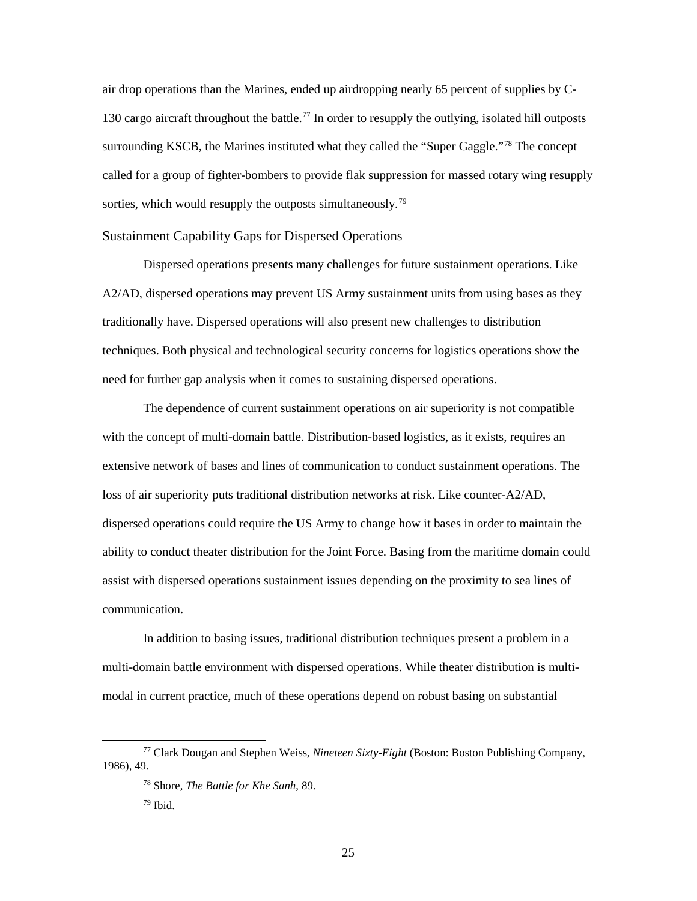air drop operations than the Marines, ended up airdropping nearly 65 percent of supplies by C-130 cargo aircraft throughout the battle.[77] In order to resupply the outlying, isolated hill outposts surrounding KSCB, the Marines instituted what they called the "Super Gaggle."[78] The concept called for a group of fighter-bombers to provide flak suppression for massed rotary wing resupply sorties, which would resupply the outposts simultaneously.[79]

## Sustainment Capability Gaps for Dispersed Operations

Dispersed operations presents many challenges for future sustainment operations. Like A2/AD, dispersed operations may prevent US Army sustainment units from using bases as they traditionally have. Dispersed operations will also present new challenges to distribution techniques. Both physical and technological security concerns for logistics operations show the need for further gap analysis when it comes to sustaining dispersed operations.

The dependence of current sustainment operations on air superiority is not compatible with the concept of multi-domain battle. Distribution-based logistics, as it exists, requires an extensive network of bases and lines of communication to conduct sustainment operations. The loss of air superiority puts traditional distribution networks at risk. Like counter-A2/AD, dispersed operations could require the US Army to change how it bases in order to maintain the ability to conduct theater distribution for the Joint Force. Basing from the maritime domain could assist with dispersed operations sustainment issues depending on the proximity to sea lines of communication.

In addition to basing issues, traditional distribution techniques present a problem in a multi-domain battle environment with dispersed operations. While theater distribution is multi-modal in current practice, much of these operations depend on robust basing on substantial

[77] Clark Dougan and Stephen Weiss, *Nineteen Sixty-Eight* (Boston: Boston Publishing Company, 1986), 49.

[78] Shore, *The Battle for Khe Sanh*, 89.

[79] Ibid.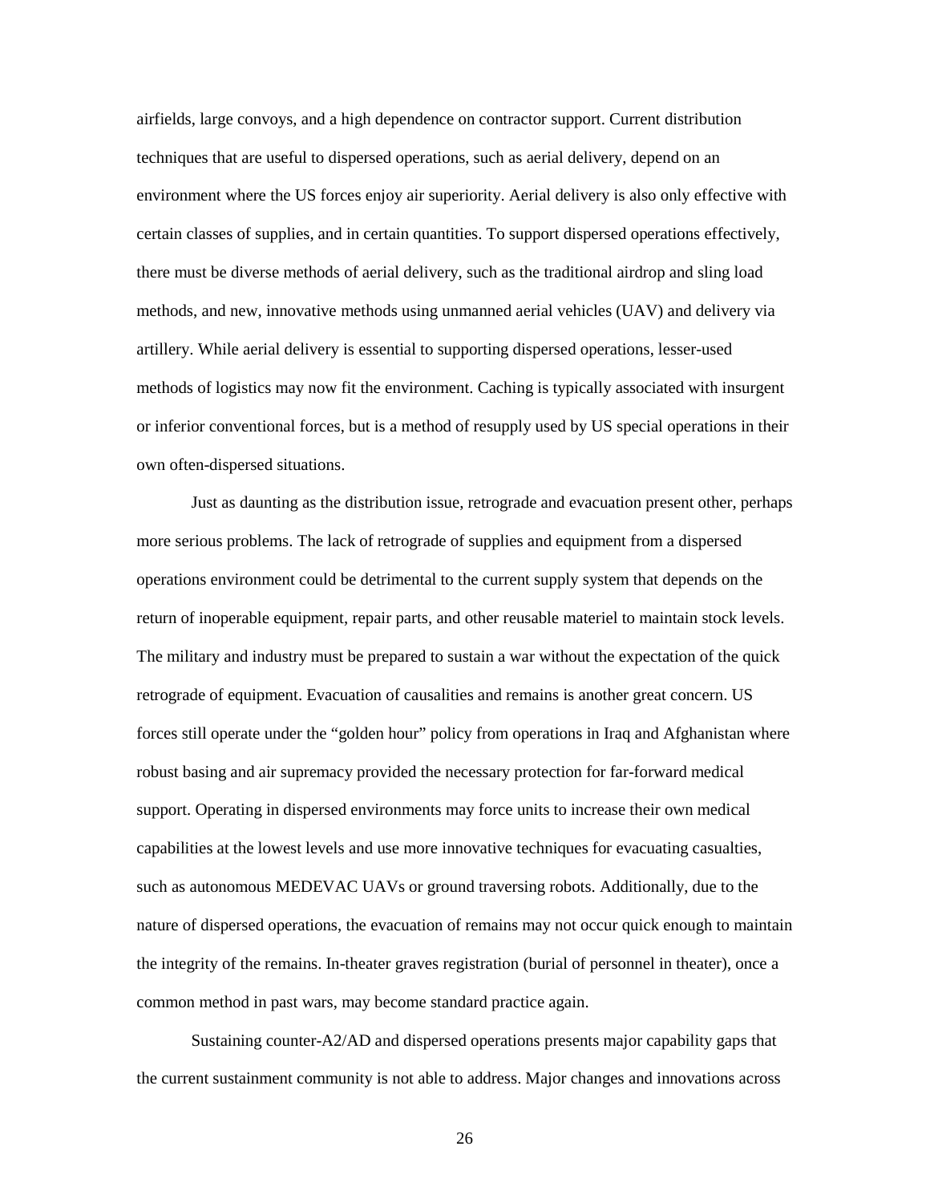airfields, large convoys, and a high dependence on contractor support. Current distribution techniques that are useful to dispersed operations, such as aerial delivery, depend on an environment where the US forces enjoy air superiority. Aerial delivery is also only effective with certain classes of supplies, and in certain quantities. To support dispersed operations effectively, there must be diverse methods of aerial delivery, such as the traditional airdrop and sling load methods, and new, innovative methods using unmanned aerial vehicles (UAV) and delivery via artillery. While aerial delivery is essential to supporting dispersed operations, lesser-used methods of logistics may now fit the environment. Caching is typically associated with insurgent or inferior conventional forces, but is a method of resupply used by US special operations in their own often-dispersed situations.

Just as daunting as the distribution issue, retrograde and evacuation present other, perhaps more serious problems. The lack of retrograde of supplies and equipment from a dispersed operations environment could be detrimental to the current supply system that depends on the return of inoperable equipment, repair parts, and other reusable materiel to maintain stock levels. The military and industry must be prepared to sustain a war without the expectation of the quick retrograde of equipment. Evacuation of causalities and remains is another great concern. US forces still operate under the "golden hour" policy from operations in Iraq and Afghanistan where robust basing and air supremacy provided the necessary protection for far-forward medical support. Operating in dispersed environments may force units to increase their own medical capabilities at the lowest levels and use more innovative techniques for evacuating casualties, such as autonomous MEDEVAC UAVs or ground traversing robots. Additionally, due to the nature of dispersed operations, the evacuation of remains may not occur quick enough to maintain the integrity of the remains. In-theater graves registration (burial of personnel in theater), once a common method in past wars, may become standard practice again.

Sustaining counter-A2/AD and dispersed operations presents major capability gaps that the current sustainment community is not able to address. Major changes and innovations across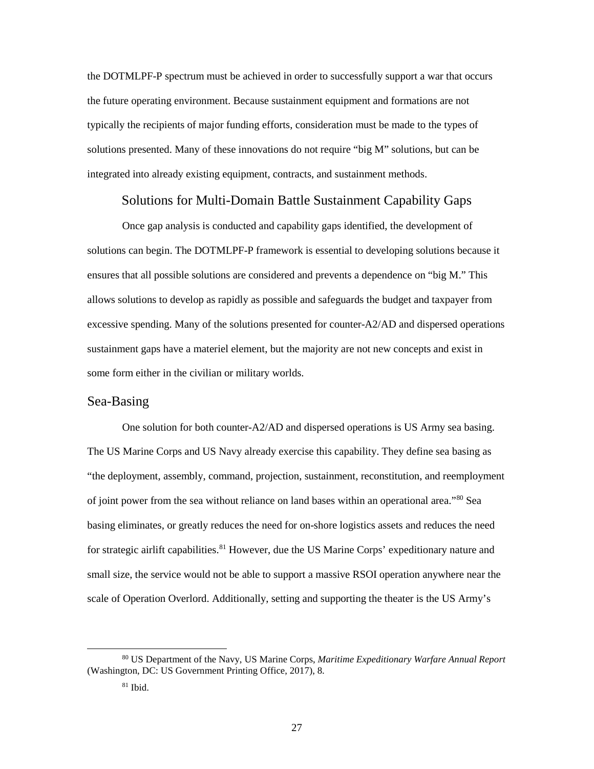the DOTMLPF-P spectrum must be achieved in order to successfully support a war that occurs the future operating environment. Because sustainment equipment and formations are not typically the recipients of major funding efforts, consideration must be made to the types of solutions presented. Many of these innovations do not require "big M" solutions, but can be integrated into already existing equipment, contracts, and sustainment methods.

## Solutions for Multi-Domain Battle Sustainment Capability Gaps

Once gap analysis is conducted and capability gaps identified, the development of solutions can begin. The DOTMLPF-P framework is essential to developing solutions because it ensures that all possible solutions are considered and prevents a dependence on "big M." This allows solutions to develop as rapidly as possible and safeguards the budget and taxpayer from excessive spending. Many of the solutions presented for counter-A2/AD and dispersed operations sustainment gaps have a materiel element, but the majority are not new concepts and exist in some form either in the civilian or military worlds.

### Sea-Basing

One solution for both counter-A2/AD and dispersed operations is US Army sea basing. The US Marine Corps and US Navy already exercise this capability. They define sea basing as "the deployment, assembly, command, projection, sustainment, reconstitution, and reemployment of joint power from the sea without reliance on land bases within an operational area."[80] Sea basing eliminates, or greatly reduces the need for on-shore logistics assets and reduces the need for strategic airlift capabilities.[81] However, due the US Marine Corps' expeditionary nature and small size, the service would not be able to support a massive RSOI operation anywhere near the scale of Operation Overlord. Additionally, setting and supporting the theater is the US Army's

[80] US Department of the Navy, US Marine Corps, *Maritime Expeditionary Warfare Annual Report* (Washington, DC: US Government Printing Office, 2017), 8.

[81] Ibid.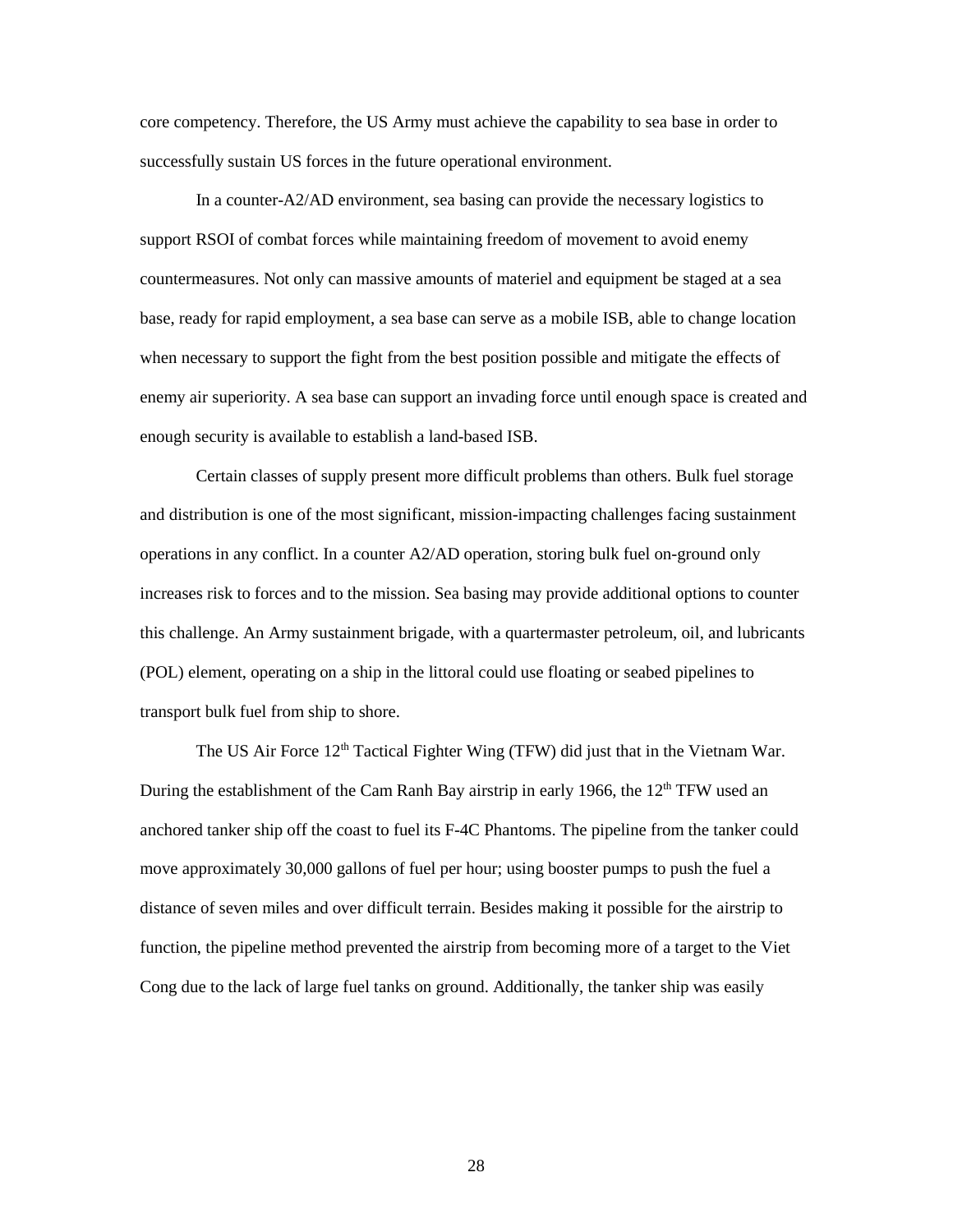core competency. Therefore, the US Army must achieve the capability to sea base in order to successfully sustain US forces in the future operational environment.

In a counter-A2/AD environment, sea basing can provide the necessary logistics to support RSOI of combat forces while maintaining freedom of movement to avoid enemy countermeasures. Not only can massive amounts of materiel and equipment be staged at a sea base, ready for rapid employment, a sea base can serve as a mobile ISB, able to change location when necessary to support the fight from the best position possible and mitigate the effects of enemy air superiority. A sea base can support an invading force until enough space is created and enough security is available to establish a land-based ISB.

Certain classes of supply present more difficult problems than others. Bulk fuel storage and distribution is one of the most significant, mission-impacting challenges facing sustainment operations in any conflict. In a counter A2/AD operation, storing bulk fuel on-ground only increases risk to forces and to the mission. Sea basing may provide additional options to counter this challenge. An Army sustainment brigade, with a quartermaster petroleum, oil, and lubricants (POL) element, operating on a ship in the littoral could use floating or seabed pipelines to transport bulk fuel from ship to shore.

The US Air Force 12th Tactical Fighter Wing (TFW) did just that in the Vietnam War. During the establishment of the Cam Ranh Bay airstrip in early 1966, the 12th TFW used an anchored tanker ship off the coast to fuel its F-4C Phantoms. The pipeline from the tanker could move approximately 30,000 gallons of fuel per hour; using booster pumps to push the fuel a distance of seven miles and over difficult terrain. Besides making it possible for the airstrip to function, the pipeline method prevented the airstrip from becoming more of a target to the Viet Cong due to the lack of large fuel tanks on ground. Additionally, the tanker ship was easily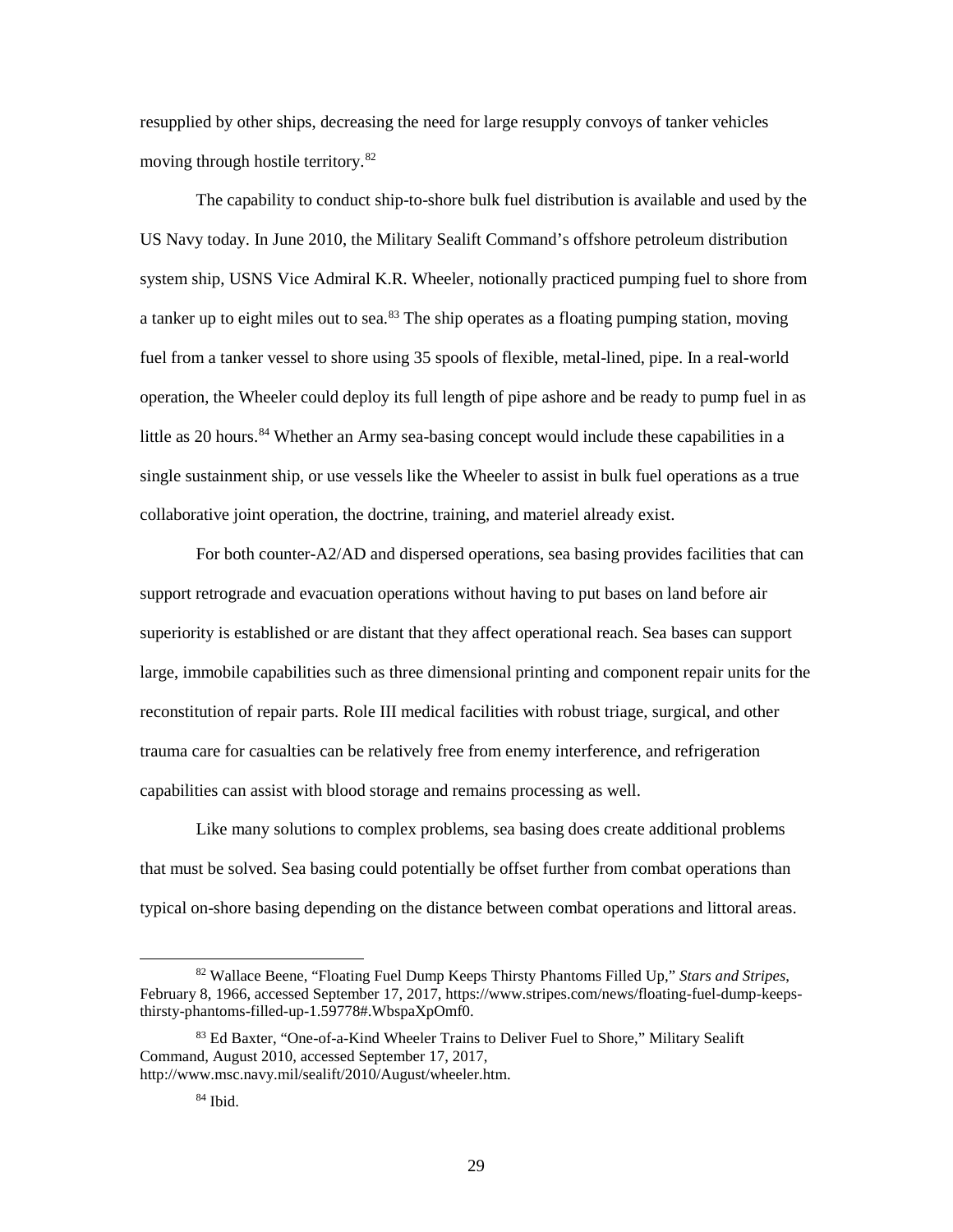resupplied by other ships, decreasing the need for large resupply convoys of tanker vehicles moving through hostile territory.[82]

The capability to conduct ship-to-shore bulk fuel distribution is available and used by the US Navy today. In June 2010, the Military Sealift Command's offshore petroleum distribution system ship, USNS Vice Admiral K.R. Wheeler, notionally practiced pumping fuel to shore from a tanker up to eight miles out to sea.[83] The ship operates as a floating pumping station, moving fuel from a tanker vessel to shore using 35 spools of flexible, metal-lined, pipe. In a real-world operation, the Wheeler could deploy its full length of pipe ashore and be ready to pump fuel in as little as 20 hours.[84] Whether an Army sea-basing concept would include these capabilities in a single sustainment ship, or use vessels like the Wheeler to assist in bulk fuel operations as a true collaborative joint operation, the doctrine, training, and materiel already exist.

For both counter-A2/AD and dispersed operations, sea basing provides facilities that can support retrograde and evacuation operations without having to put bases on land before air superiority is established or are distant that they affect operational reach. Sea bases can support large, immobile capabilities such as three dimensional printing and component repair units for the reconstitution of repair parts. Role III medical facilities with robust triage, surgical, and other trauma care for casualties can be relatively free from enemy interference, and refrigeration capabilities can assist with blood storage and remains processing as well.

Like many solutions to complex problems, sea basing does create additional problems that must be solved. Sea basing could potentially be offset further from combat operations than typical on-shore basing depending on the distance between combat operations and littoral areas.

---

[82] Wallace Beene, "Floating Fuel Dump Keeps Thirsty Phantoms Filled Up," *Stars and Stripes*, February 8, 1966, accessed September 17, 2017, https://www.stripes.com/news/floating-fuel-dump-keeps-thirsty-phantoms-filled-up-1.59778#.WbspaXpOmf0.

[83] Ed Baxter, "One-of-a-Kind Wheeler Trains to Deliver Fuel to Shore," Military Sealift Command, August 2010, accessed September 17, 2017, http://www.msc.navy.mil/sealift/2010/August/wheeler.htm.

[84] Ibid.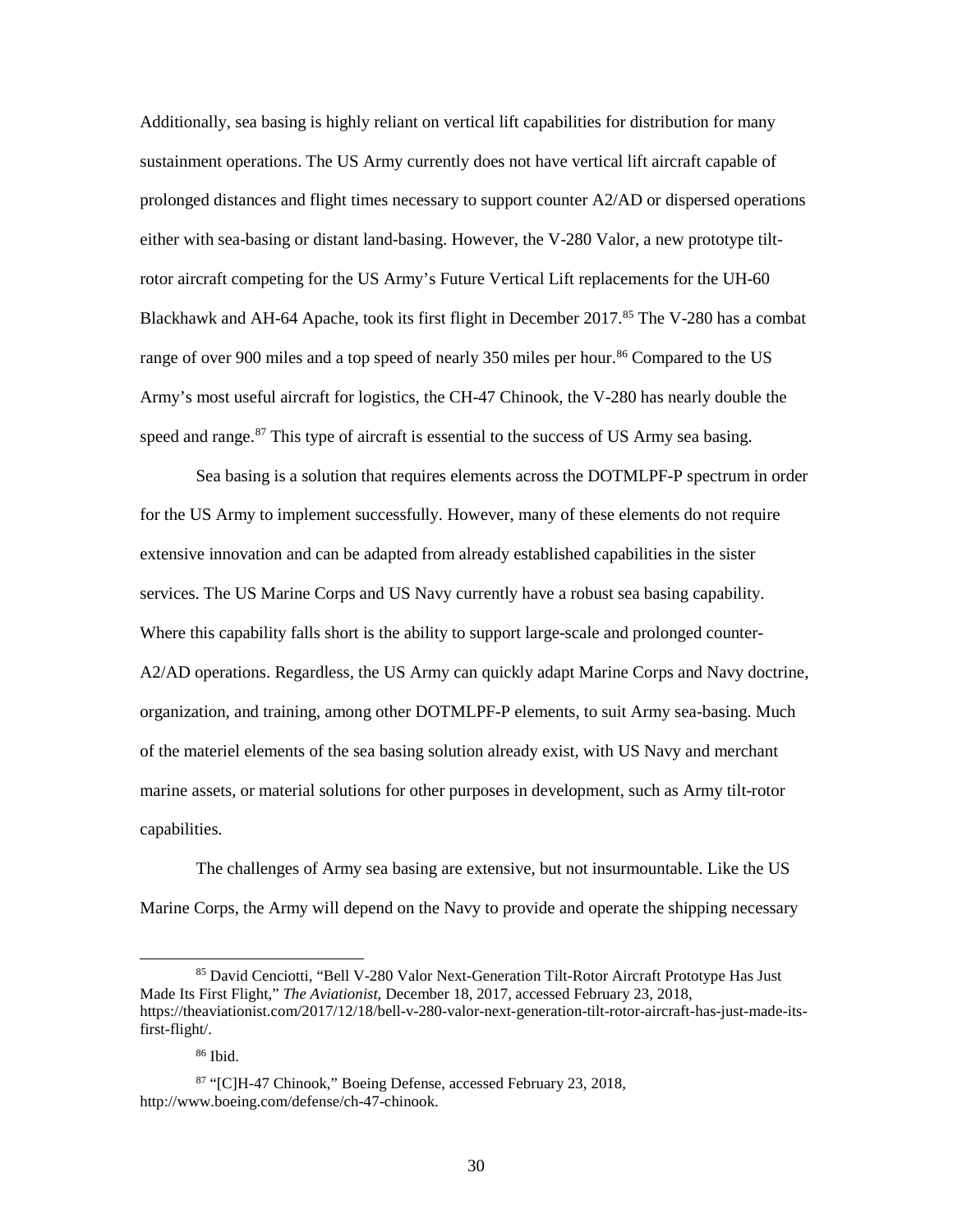Additionally, sea basing is highly reliant on vertical lift capabilities for distribution for many sustainment operations. The US Army currently does not have vertical lift aircraft capable of prolonged distances and flight times necessary to support counter A2/AD or dispersed operations either with sea-basing or distant land-basing. However, the V-280 Valor, a new prototype tilt-rotor aircraft competing for the US Army's Future Vertical Lift replacements for the UH-60 Blackhawk and AH-64 Apache, took its first flight in December 2017.[85] The V-280 has a combat range of over 900 miles and a top speed of nearly 350 miles per hour.[86] Compared to the US Army's most useful aircraft for logistics, the CH-47 Chinook, the V-280 has nearly double the speed and range.[87] This type of aircraft is essential to the success of US Army sea basing.

Sea basing is a solution that requires elements across the DOTMLPF-P spectrum in order for the US Army to implement successfully. However, many of these elements do not require extensive innovation and can be adapted from already established capabilities in the sister services. The US Marine Corps and US Navy currently have a robust sea basing capability. Where this capability falls short is the ability to support large-scale and prolonged counter-A2/AD operations. Regardless, the US Army can quickly adapt Marine Corps and Navy doctrine, organization, and training, among other DOTMLPF-P elements, to suit Army sea-basing. Much of the materiel elements of the sea basing solution already exist, with US Navy and merchant marine assets, or material solutions for other purposes in development, such as Army tilt-rotor capabilities.

The challenges of Army sea basing are extensive, but not insurmountable. Like the US Marine Corps, the Army will depend on the Navy to provide and operate the shipping necessary

---

[85] David Cenciotti, "Bell V-280 Valor Next-Generation Tilt-Rotor Aircraft Prototype Has Just Made Its First Flight," *The Aviationist*, December 18, 2017, accessed February 23, 2018, https://theaviationist.com/2017/12/18/bell-v-280-valor-next-generation-tilt-rotor-aircraft-has-just-made-its-first-flight/.

[86] Ibid.

[87] "[C]H-47 Chinook," Boeing Defense, accessed February 23, 2018, http://www.boeing.com/defense/ch-47-chinook.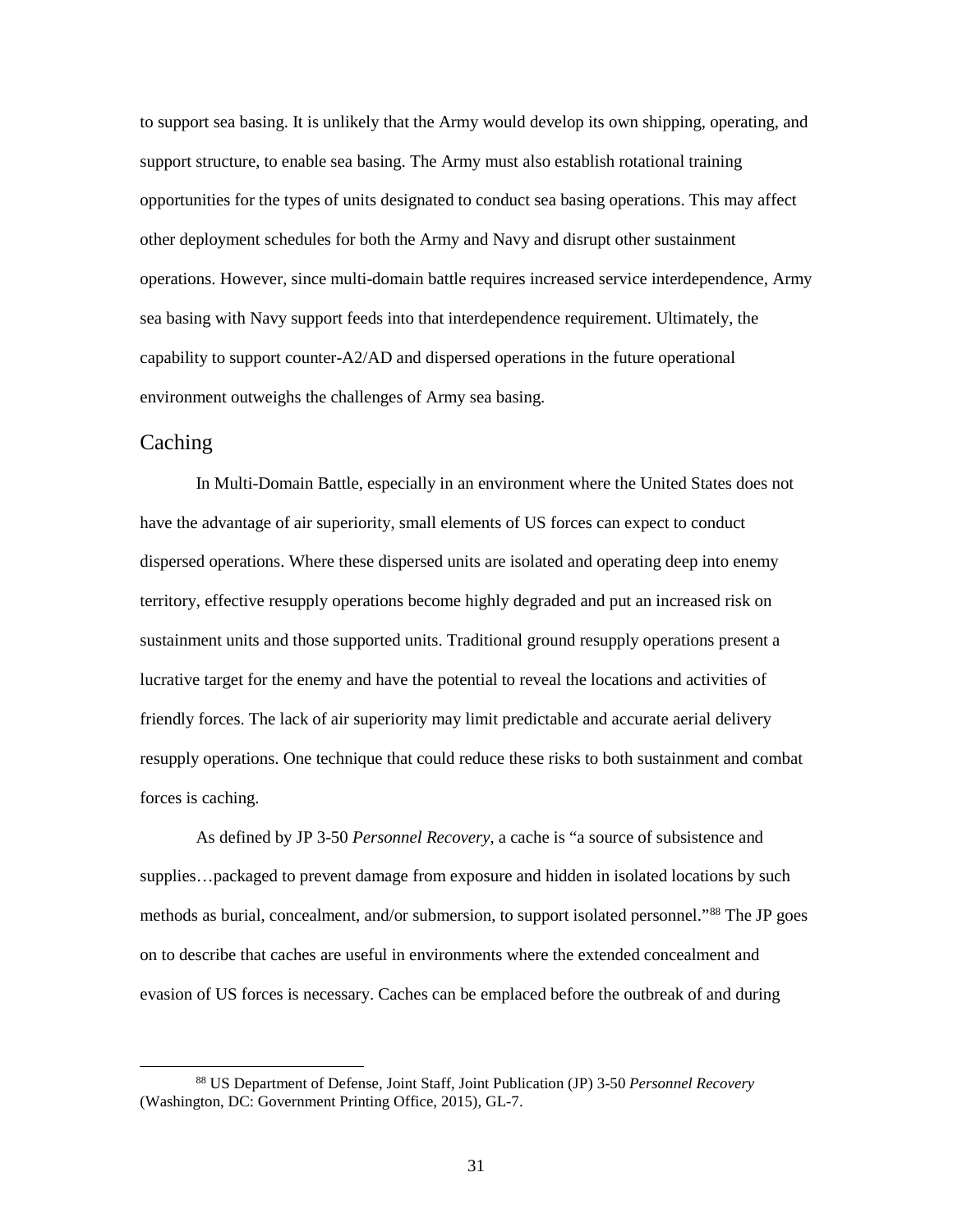to support sea basing. It is unlikely that the Army would develop its own shipping, operating, and support structure, to enable sea basing. The Army must also establish rotational training opportunities for the types of units designated to conduct sea basing operations. This may affect other deployment schedules for both the Army and Navy and disrupt other sustainment operations. However, since multi-domain battle requires increased service interdependence, Army sea basing with Navy support feeds into that interdependence requirement. Ultimately, the capability to support counter-A2/AD and dispersed operations in the future operational environment outweighs the challenges of Army sea basing.

## Caching

In Multi-Domain Battle, especially in an environment where the United States does not have the advantage of air superiority, small elements of US forces can expect to conduct dispersed operations. Where these dispersed units are isolated and operating deep into enemy territory, effective resupply operations become highly degraded and put an increased risk on sustainment units and those supported units. Traditional ground resupply operations present a lucrative target for the enemy and have the potential to reveal the locations and activities of friendly forces. The lack of air superiority may limit predictable and accurate aerial delivery resupply operations. One technique that could reduce these risks to both sustainment and combat forces is caching.

As defined by JP 3-50 *Personnel Recovery*, a cache is "a source of subsistence and supplies…packaged to prevent damage from exposure and hidden in isolated locations by such methods as burial, concealment, and/or submersion, to support isolated personnel."[88] The JP goes on to describe that caches are useful in environments where the extended concealment and evasion of US forces is necessary. Caches can be emplaced before the outbreak of and during

[88] US Department of Defense, Joint Staff, Joint Publication (JP) 3-50 *Personnel Recovery* (Washington, DC: Government Printing Office, 2015), GL-7.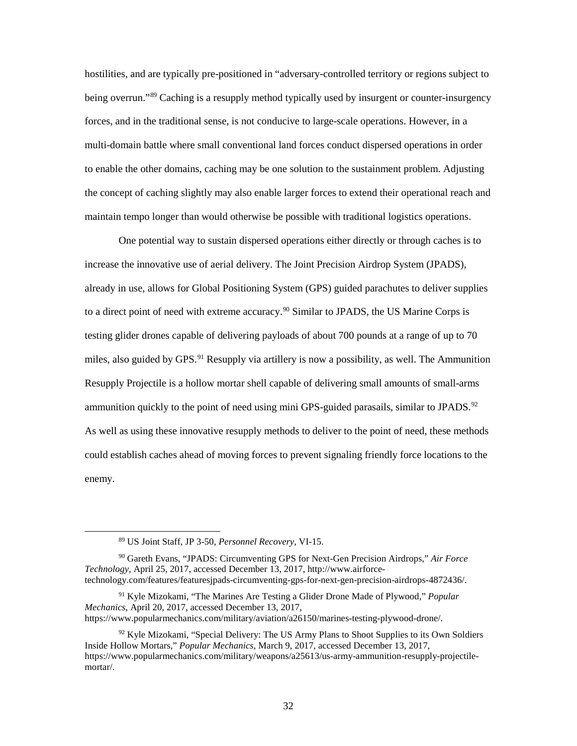hostilities, and are typically pre-positioned in "adversary-controlled territory or regions subject to being overrun."[89] Caching is a resupply method typically used by insurgent or counter-insurgency forces, and in the traditional sense, is not conducive to large-scale operations. However, in a multi-domain battle where small conventional land forces conduct dispersed operations in order to enable the other domains, caching may be one solution to the sustainment problem. Adjusting the concept of caching slightly may also enable larger forces to extend their operational reach and maintain tempo longer than would otherwise be possible with traditional logistics operations.

One potential way to sustain dispersed operations either directly or through caches is to increase the innovative use of aerial delivery. The Joint Precision Airdrop System (JPADS), already in use, allows for Global Positioning System (GPS) guided parachutes to deliver supplies to a direct point of need with extreme accuracy.[90] Similar to JPADS, the US Marine Corps is testing glider drones capable of delivering payloads of about 700 pounds at a range of up to 70 miles, also guided by GPS.[91] Resupply via artillery is now a possibility, as well. The Ammunition Resupply Projectile is a hollow mortar shell capable of delivering small amounts of small-arms ammunition quickly to the point of need using mini GPS-guided parasails, similar to JPADS.[92] As well as using these innovative resupply methods to deliver to the point of need, these methods could establish caches ahead of moving forces to prevent signaling friendly force locations to the enemy.

---

[89] US Joint Staff, JP 3-50, *Personnel Recovery*, VI-15.

[90] Gareth Evans, "JPADS: Circumventing GPS for Next-Gen Precision Airdrops," *Air Force Technology*, April 25, 2017, accessed December 13, 2017, http://www.airforce-technology.com/features/featuresjpads-circumventing-gps-for-next-gen-precision-airdrops-4872436/.

[91] Kyle Mizokami, "The Marines Are Testing a Glider Drone Made of Plywood," *Popular Mechanics*, April 20, 2017, accessed December 13, 2017, https://www.popularmechanics.com/military/aviation/a26150/marines-testing-plywood-drone/.

[92] Kyle Mizokami, "Special Delivery: The US Army Plans to Shoot Supplies to its Own Soldiers Inside Hollow Mortars," *Popular Mechanics*, March 9, 2017, accessed December 13, 2017, https://www.popularmechanics.com/military/weapons/a25613/us-army-ammunition-resupply-projectile-mortar/.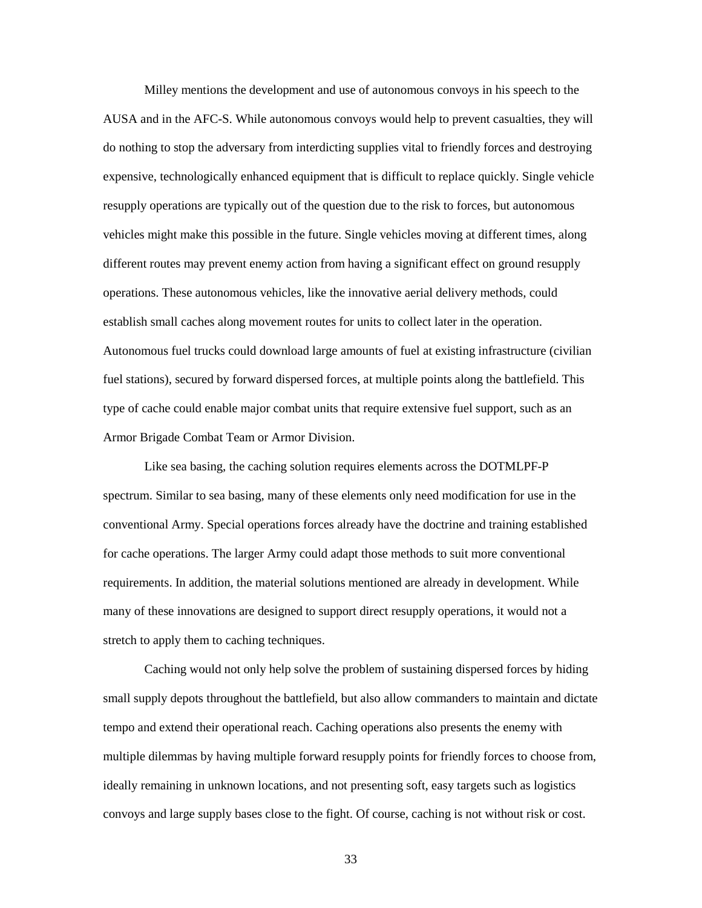Milley mentions the development and use of autonomous convoys in his speech to the AUSA and in the AFC-S. While autonomous convoys would help to prevent casualties, they will do nothing to stop the adversary from interdicting supplies vital to friendly forces and destroying expensive, technologically enhanced equipment that is difficult to replace quickly. Single vehicle resupply operations are typically out of the question due to the risk to forces, but autonomous vehicles might make this possible in the future. Single vehicles moving at different times, along different routes may prevent enemy action from having a significant effect on ground resupply operations. These autonomous vehicles, like the innovative aerial delivery methods, could establish small caches along movement routes for units to collect later in the operation. Autonomous fuel trucks could download large amounts of fuel at existing infrastructure (civilian fuel stations), secured by forward dispersed forces, at multiple points along the battlefield. This type of cache could enable major combat units that require extensive fuel support, such as an Armor Brigade Combat Team or Armor Division.

Like sea basing, the caching solution requires elements across the DOTMLPF-P spectrum. Similar to sea basing, many of these elements only need modification for use in the conventional Army. Special operations forces already have the doctrine and training established for cache operations. The larger Army could adapt those methods to suit more conventional requirements. In addition, the material solutions mentioned are already in development. While many of these innovations are designed to support direct resupply operations, it would not a stretch to apply them to caching techniques.

Caching would not only help solve the problem of sustaining dispersed forces by hiding small supply depots throughout the battlefield, but also allow commanders to maintain and dictate tempo and extend their operational reach. Caching operations also presents the enemy with multiple dilemmas by having multiple forward resupply points for friendly forces to choose from, ideally remaining in unknown locations, and not presenting soft, easy targets such as logistics convoys and large supply bases close to the fight. Of course, caching is not without risk or cost.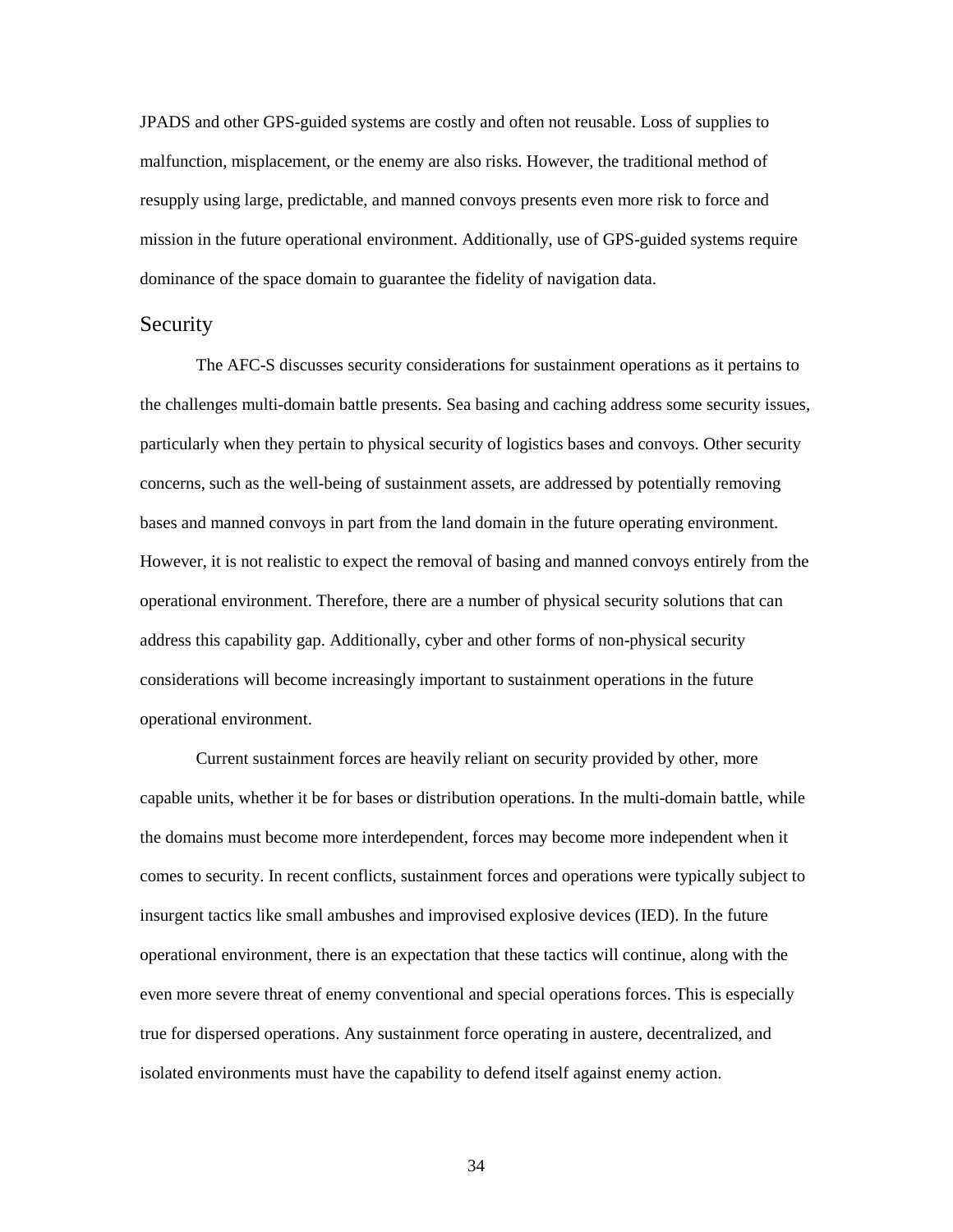JPADS and other GPS-guided systems are costly and often not reusable. Loss of supplies to malfunction, misplacement, or the enemy are also risks. However, the traditional method of resupply using large, predictable, and manned convoys presents even more risk to force and mission in the future operational environment. Additionally, use of GPS-guided systems require dominance of the space domain to guarantee the fidelity of navigation data.

## Security

The AFC-S discusses security considerations for sustainment operations as it pertains to the challenges multi-domain battle presents. Sea basing and caching address some security issues, particularly when they pertain to physical security of logistics bases and convoys. Other security concerns, such as the well-being of sustainment assets, are addressed by potentially removing bases and manned convoys in part from the land domain in the future operating environment. However, it is not realistic to expect the removal of basing and manned convoys entirely from the operational environment. Therefore, there are a number of physical security solutions that can address this capability gap. Additionally, cyber and other forms of non-physical security considerations will become increasingly important to sustainment operations in the future operational environment.

Current sustainment forces are heavily reliant on security provided by other, more capable units, whether it be for bases or distribution operations. In the multi-domain battle, while the domains must become more interdependent, forces may become more independent when it comes to security. In recent conflicts, sustainment forces and operations were typically subject to insurgent tactics like small ambushes and improvised explosive devices (IED). In the future operational environment, there is an expectation that these tactics will continue, along with the even more severe threat of enemy conventional and special operations forces. This is especially true for dispersed operations. Any sustainment force operating in austere, decentralized, and isolated environments must have the capability to defend itself against enemy action.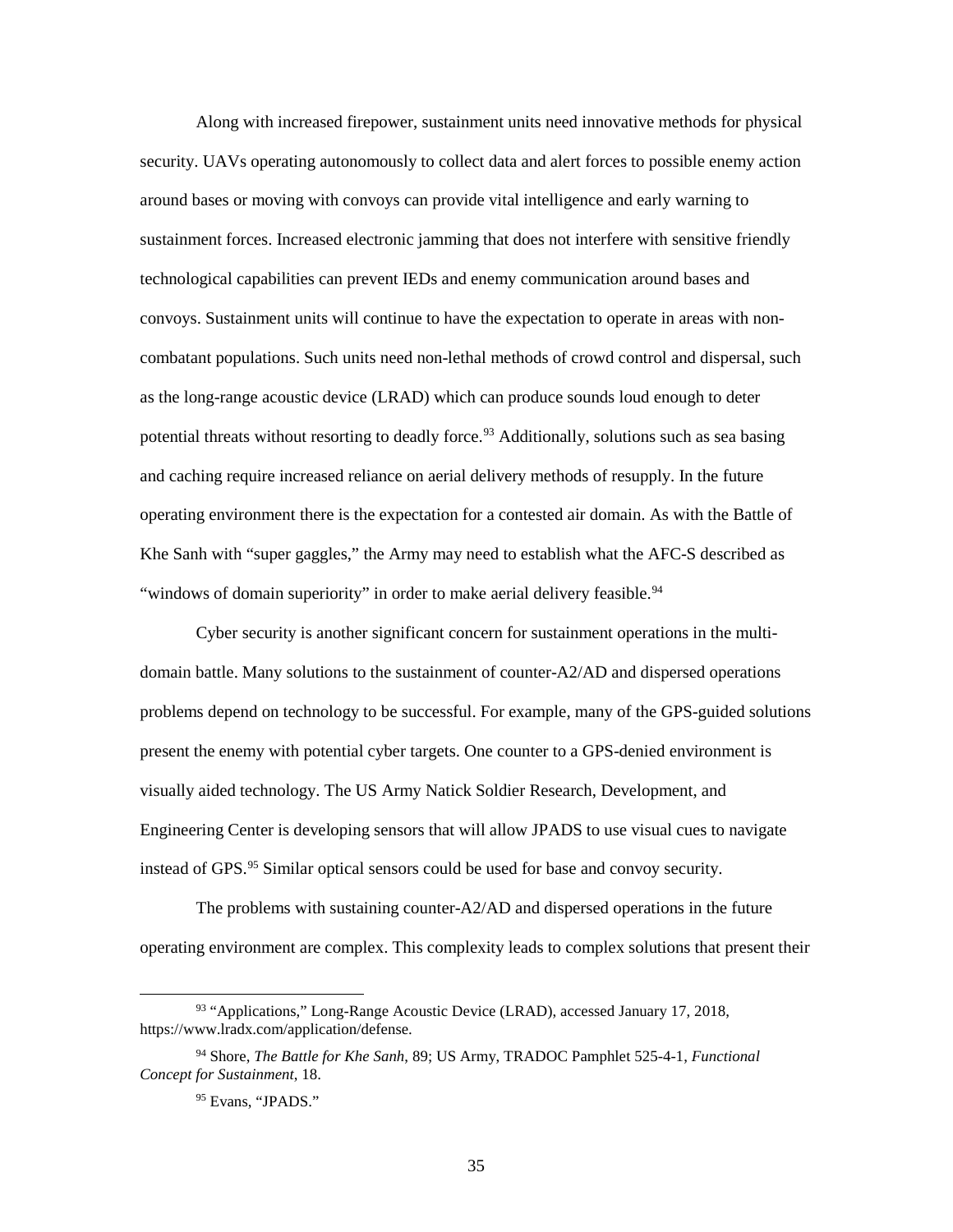Along with increased firepower, sustainment units need innovative methods for physical security. UAVs operating autonomously to collect data and alert forces to possible enemy action around bases or moving with convoys can provide vital intelligence and early warning to sustainment forces. Increased electronic jamming that does not interfere with sensitive friendly technological capabilities can prevent IEDs and enemy communication around bases and convoys. Sustainment units will continue to have the expectation to operate in areas with non-combatant populations. Such units need non-lethal methods of crowd control and dispersal, such as the long-range acoustic device (LRAD) which can produce sounds loud enough to deter potential threats without resorting to deadly force.[93] Additionally, solutions such as sea basing and caching require increased reliance on aerial delivery methods of resupply. In the future operating environment there is the expectation for a contested air domain. As with the Battle of Khe Sanh with "super gaggles," the Army may need to establish what the AFC-S described as "windows of domain superiority" in order to make aerial delivery feasible.[94]

Cyber security is another significant concern for sustainment operations in the multi-domain battle. Many solutions to the sustainment of counter-A2/AD and dispersed operations problems depend on technology to be successful. For example, many of the GPS-guided solutions present the enemy with potential cyber targets. One counter to a GPS-denied environment is visually aided technology. The US Army Natick Soldier Research, Development, and Engineering Center is developing sensors that will allow JPADS to use visual cues to navigate instead of GPS.[95] Similar optical sensors could be used for base and convoy security.

The problems with sustaining counter-A2/AD and dispersed operations in the future operating environment are complex. This complexity leads to complex solutions that present their

---

[93] "Applications," Long-Range Acoustic Device (LRAD), accessed January 17, 2018, https://www.lradx.com/application/defense.

[94] Shore, *The Battle for Khe Sanh*, 89; US Army, TRADOC Pamphlet 525-4-1, *Functional Concept for Sustainment*, 18.

[95] Evans, "JPADS."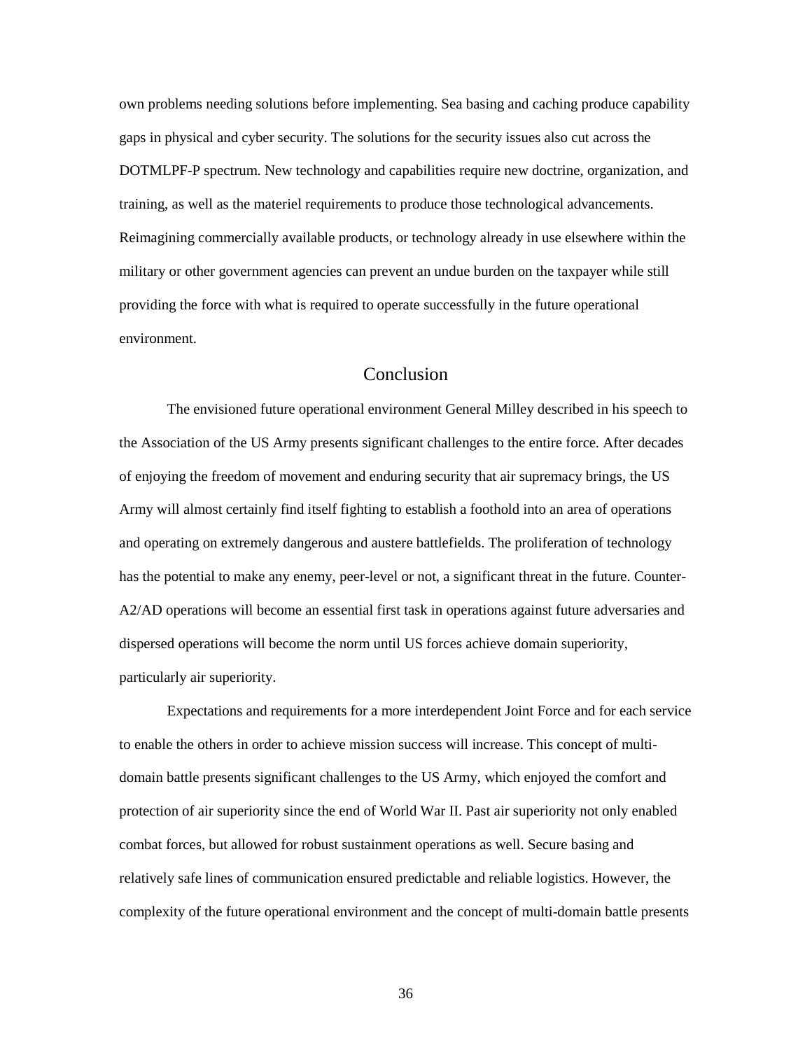own problems needing solutions before implementing. Sea basing and caching produce capability gaps in physical and cyber security. The solutions for the security issues also cut across the DOTMLPF-P spectrum. New technology and capabilities require new doctrine, organization, and training, as well as the materiel requirements to produce those technological advancements. Reimagining commercially available products, or technology already in use elsewhere within the military or other government agencies can prevent an undue burden on the taxpayer while still providing the force with what is required to operate successfully in the future operational environment.

## Conclusion

The envisioned future operational environment General Milley described in his speech to the Association of the US Army presents significant challenges to the entire force. After decades of enjoying the freedom of movement and enduring security that air supremacy brings, the US Army will almost certainly find itself fighting to establish a foothold into an area of operations and operating on extremely dangerous and austere battlefields. The proliferation of technology has the potential to make any enemy, peer-level or not, a significant threat in the future. Counter-A2/AD operations will become an essential first task in operations against future adversaries and dispersed operations will become the norm until US forces achieve domain superiority, particularly air superiority.

Expectations and requirements for a more interdependent Joint Force and for each service to enable the others in order to achieve mission success will increase. This concept of multi-domain battle presents significant challenges to the US Army, which enjoyed the comfort and protection of air superiority since the end of World War II. Past air superiority not only enabled combat forces, but allowed for robust sustainment operations as well. Secure basing and relatively safe lines of communication ensured predictable and reliable logistics. However, the complexity of the future operational environment and the concept of multi-domain battle presents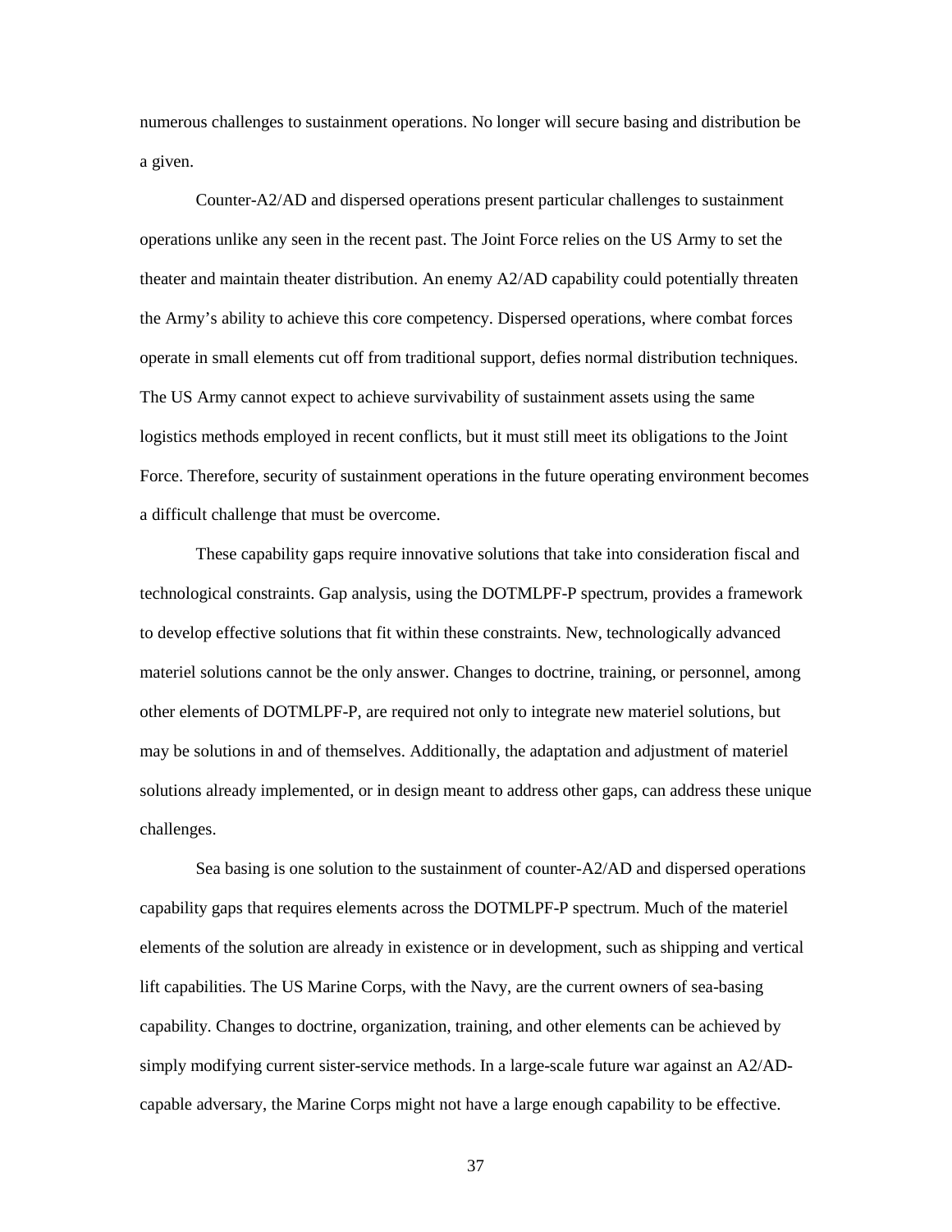numerous challenges to sustainment operations. No longer will secure basing and distribution be a given.

Counter-A2/AD and dispersed operations present particular challenges to sustainment operations unlike any seen in the recent past. The Joint Force relies on the US Army to set the theater and maintain theater distribution. An enemy A2/AD capability could potentially threaten the Army's ability to achieve this core competency. Dispersed operations, where combat forces operate in small elements cut off from traditional support, defies normal distribution techniques. The US Army cannot expect to achieve survivability of sustainment assets using the same logistics methods employed in recent conflicts, but it must still meet its obligations to the Joint Force. Therefore, security of sustainment operations in the future operating environment becomes a difficult challenge that must be overcome.

These capability gaps require innovative solutions that take into consideration fiscal and technological constraints. Gap analysis, using the DOTMLPF-P spectrum, provides a framework to develop effective solutions that fit within these constraints. New, technologically advanced materiel solutions cannot be the only answer. Changes to doctrine, training, or personnel, among other elements of DOTMLPF-P, are required not only to integrate new materiel solutions, but may be solutions in and of themselves. Additionally, the adaptation and adjustment of materiel solutions already implemented, or in design meant to address other gaps, can address these unique challenges.

Sea basing is one solution to the sustainment of counter-A2/AD and dispersed operations capability gaps that requires elements across the DOTMLPF-P spectrum. Much of the materiel elements of the solution are already in existence or in development, such as shipping and vertical lift capabilities. The US Marine Corps, with the Navy, are the current owners of sea-basing capability. Changes to doctrine, organization, training, and other elements can be achieved by simply modifying current sister-service methods. In a large-scale future war against an A2/AD-capable adversary, the Marine Corps might not have a large enough capability to be effective.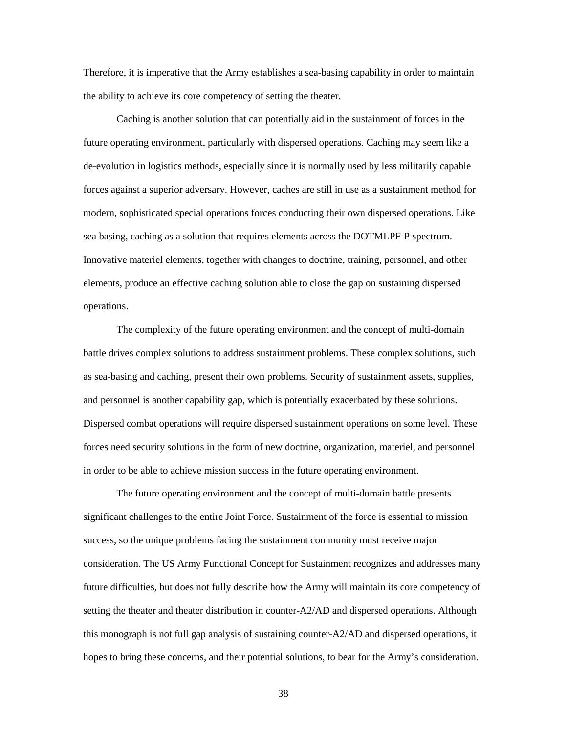Therefore, it is imperative that the Army establishes a sea-basing capability in order to maintain the ability to achieve its core competency of setting the theater.

Caching is another solution that can potentially aid in the sustainment of forces in the future operating environment, particularly with dispersed operations. Caching may seem like a de-evolution in logistics methods, especially since it is normally used by less militarily capable forces against a superior adversary. However, caches are still in use as a sustainment method for modern, sophisticated special operations forces conducting their own dispersed operations. Like sea basing, caching as a solution that requires elements across the DOTMLPF-P spectrum. Innovative materiel elements, together with changes to doctrine, training, personnel, and other elements, produce an effective caching solution able to close the gap on sustaining dispersed operations.

The complexity of the future operating environment and the concept of multi-domain battle drives complex solutions to address sustainment problems. These complex solutions, such as sea-basing and caching, present their own problems. Security of sustainment assets, supplies, and personnel is another capability gap, which is potentially exacerbated by these solutions. Dispersed combat operations will require dispersed sustainment operations on some level. These forces need security solutions in the form of new doctrine, organization, materiel, and personnel in order to be able to achieve mission success in the future operating environment.

The future operating environment and the concept of multi-domain battle presents significant challenges to the entire Joint Force. Sustainment of the force is essential to mission success, so the unique problems facing the sustainment community must receive major consideration. The US Army Functional Concept for Sustainment recognizes and addresses many future difficulties, but does not fully describe how the Army will maintain its core competency of setting the theater and theater distribution in counter-A2/AD and dispersed operations. Although this monograph is not full gap analysis of sustaining counter-A2/AD and dispersed operations, it hopes to bring these concerns, and their potential solutions, to bear for the Army's consideration.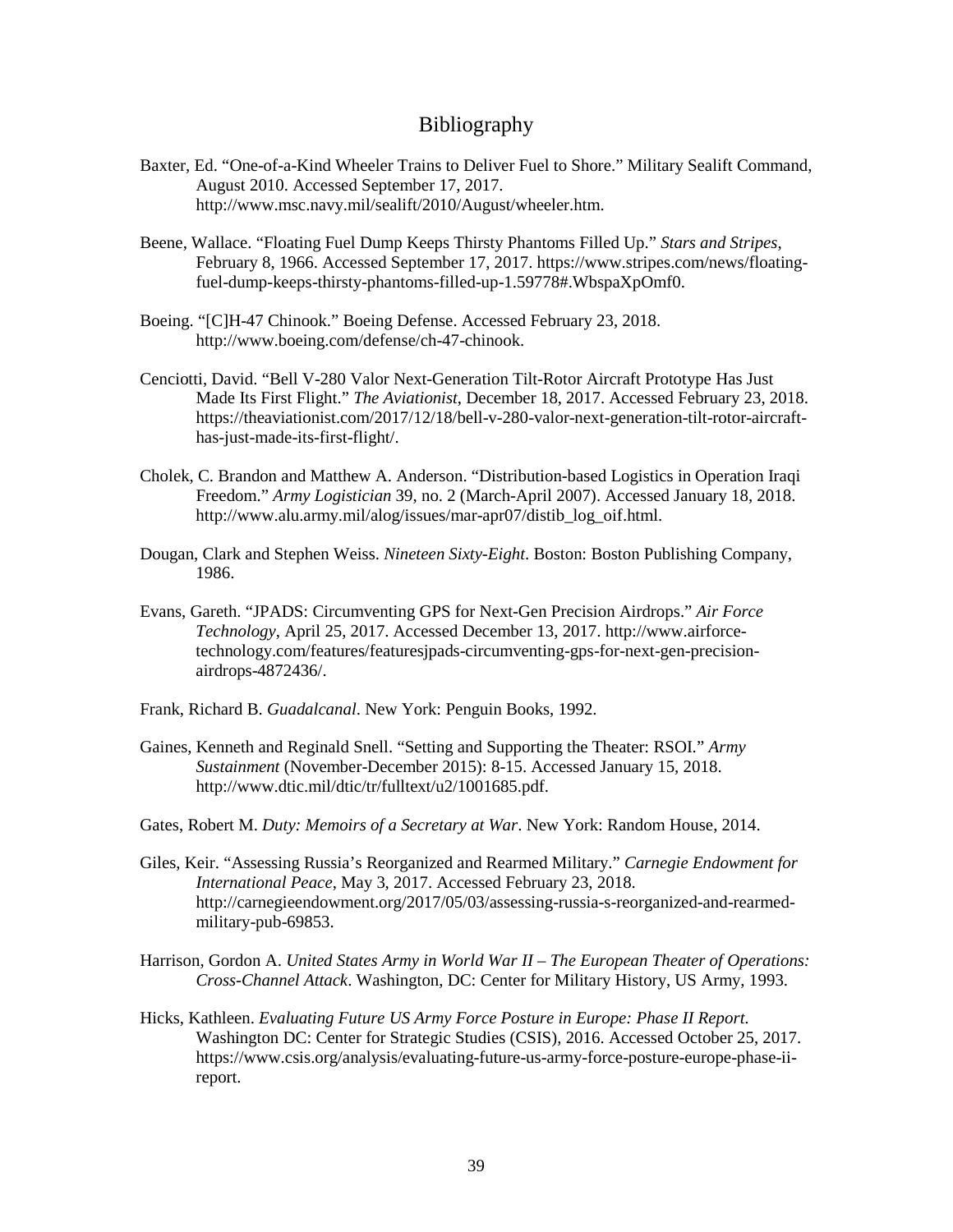# Bibliography

Baxter, Ed. "One-of-a-Kind Wheeler Trains to Deliver Fuel to Shore." Military Sealift Command, August 2010. Accessed September 17, 2017. http://www.msc.navy.mil/sealift/2010/August/wheeler.htm.

Beene, Wallace. "Floating Fuel Dump Keeps Thirsty Phantoms Filled Up." *Stars and Stripes*, February 8, 1966. Accessed September 17, 2017. https://www.stripes.com/news/floating-fuel-dump-keeps-thirsty-phantoms-filled-up-1.59778#.WbspaXpOmf0.

Boeing. "[C]H-47 Chinook." Boeing Defense. Accessed February 23, 2018. http://www.boeing.com/defense/ch-47-chinook.

Cenciotti, David. "Bell V-280 Valor Next-Generation Tilt-Rotor Aircraft Prototype Has Just Made Its First Flight." *The Aviationist*, December 18, 2017. Accessed February 23, 2018. https://theaviationist.com/2017/12/18/bell-v-280-valor-next-generation-tilt-rotor-aircraft-has-just-made-its-first-flight/.

Cholek, C. Brandon and Matthew A. Anderson. "Distribution-based Logistics in Operation Iraqi Freedom." *Army Logistician* 39, no. 2 (March-April 2007). Accessed January 18, 2018. http://www.alu.army.mil/alog/issues/mar-apr07/distib_log_oif.html.

Dougan, Clark and Stephen Weiss. *Nineteen Sixty-Eight*. Boston: Boston Publishing Company, 1986.

Evans, Gareth. "JPADS: Circumventing GPS for Next-Gen Precision Airdrops." *Air Force Technology*, April 25, 2017. Accessed December 13, 2017. http://www.airforce-technology.com/features/featuresjpads-circumventing-gps-for-next-gen-precision-airdrops-4872436/.

Frank, Richard B. *Guadalcanal*. New York: Penguin Books, 1992.

Gaines, Kenneth and Reginald Snell. "Setting and Supporting the Theater: RSOI." *Army Sustainment* (November-December 2015): 8-15. Accessed January 15, 2018. http://www.dtic.mil/dtic/tr/fulltext/u2/1001685.pdf.

Gates, Robert M. *Duty: Memoirs of a Secretary at War*. New York: Random House, 2014.

Giles, Keir. "Assessing Russia's Reorganized and Rearmed Military." *Carnegie Endowment for International Peace*, May 3, 2017. Accessed February 23, 2018. http://carnegieendowment.org/2017/05/03/assessing-russia-s-reorganized-and-rearmed-military-pub-69853.

Harrison, Gordon A. *United States Army in World War II – The European Theater of Operations: Cross-Channel Attack*. Washington, DC: Center for Military History, US Army, 1993.

Hicks, Kathleen. *Evaluating Future US Army Force Posture in Europe: Phase II Report*. Washington DC: Center for Strategic Studies (CSIS), 2016. Accessed October 25, 2017. https://www.csis.org/analysis/evaluating-future-us-army-force-posture-europe-phase-ii-report.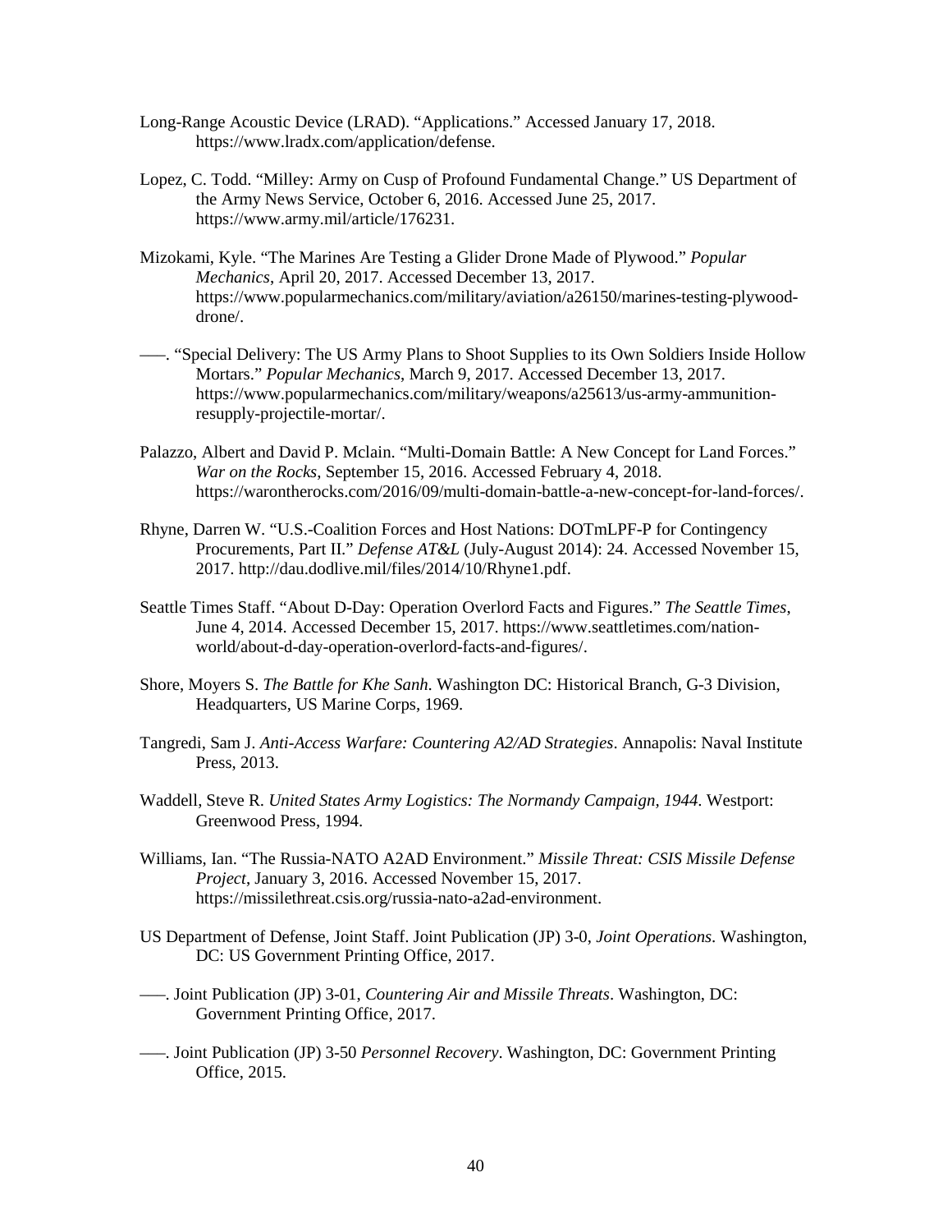Long-Range Acoustic Device (LRAD). "Applications." Accessed January 17, 2018. https://www.lradx.com/application/defense.

Lopez, C. Todd. "Milley: Army on Cusp of Profound Fundamental Change." US Department of the Army News Service, October 6, 2016. Accessed June 25, 2017. https://www.army.mil/article/176231.

Mizokami, Kyle. "The Marines Are Testing a Glider Drone Made of Plywood." *Popular Mechanics*, April 20, 2017. Accessed December 13, 2017. https://www.popularmechanics.com/military/aviation/a26150/marines-testing-plywood-drone/.

–––. "Special Delivery: The US Army Plans to Shoot Supplies to its Own Soldiers Inside Hollow Mortars." *Popular Mechanics*, March 9, 2017. Accessed December 13, 2017. https://www.popularmechanics.com/military/weapons/a25613/us-army-ammunition-resupply-projectile-mortar/.

Palazzo, Albert and David P. Mclain. "Multi-Domain Battle: A New Concept for Land Forces." *War on the Rocks*, September 15, 2016. Accessed February 4, 2018. https://warontherocks.com/2016/09/multi-domain-battle-a-new-concept-for-land-forces/.

Rhyne, Darren W. "U.S.-Coalition Forces and Host Nations: DOTmLPF-P for Contingency Procurements, Part II." *Defense AT&L* (July-August 2014): 24. Accessed November 15, 2017. http://dau.dodlive.mil/files/2014/10/Rhyne1.pdf.

Seattle Times Staff. "About D-Day: Operation Overlord Facts and Figures." *The Seattle Times*, June 4, 2014. Accessed December 15, 2017. https://www.seattletimes.com/nation-world/about-d-day-operation-overlord-facts-and-figures/.

Shore, Moyers S. *The Battle for Khe Sanh*. Washington DC: Historical Branch, G-3 Division, Headquarters, US Marine Corps, 1969.

Tangredi, Sam J. *Anti-Access Warfare: Countering A2/AD Strategies*. Annapolis: Naval Institute Press, 2013.

Waddell, Steve R. *United States Army Logistics: The Normandy Campaign, 1944*. Westport: Greenwood Press, 1994.

Williams, Ian. "The Russia-NATO A2AD Environment." *Missile Threat: CSIS Missile Defense Project*, January 3, 2016. Accessed November 15, 2017. https://missilethreat.csis.org/russia-nato-a2ad-environment.

US Department of Defense, Joint Staff. Joint Publication (JP) 3-0, *Joint Operations*. Washington, DC: US Government Printing Office, 2017.

–––. Joint Publication (JP) 3-01, *Countering Air and Missile Threats*. Washington, DC: Government Printing Office, 2017.

–––. Joint Publication (JP) 3-50 *Personnel Recovery*. Washington, DC: Government Printing Office, 2015.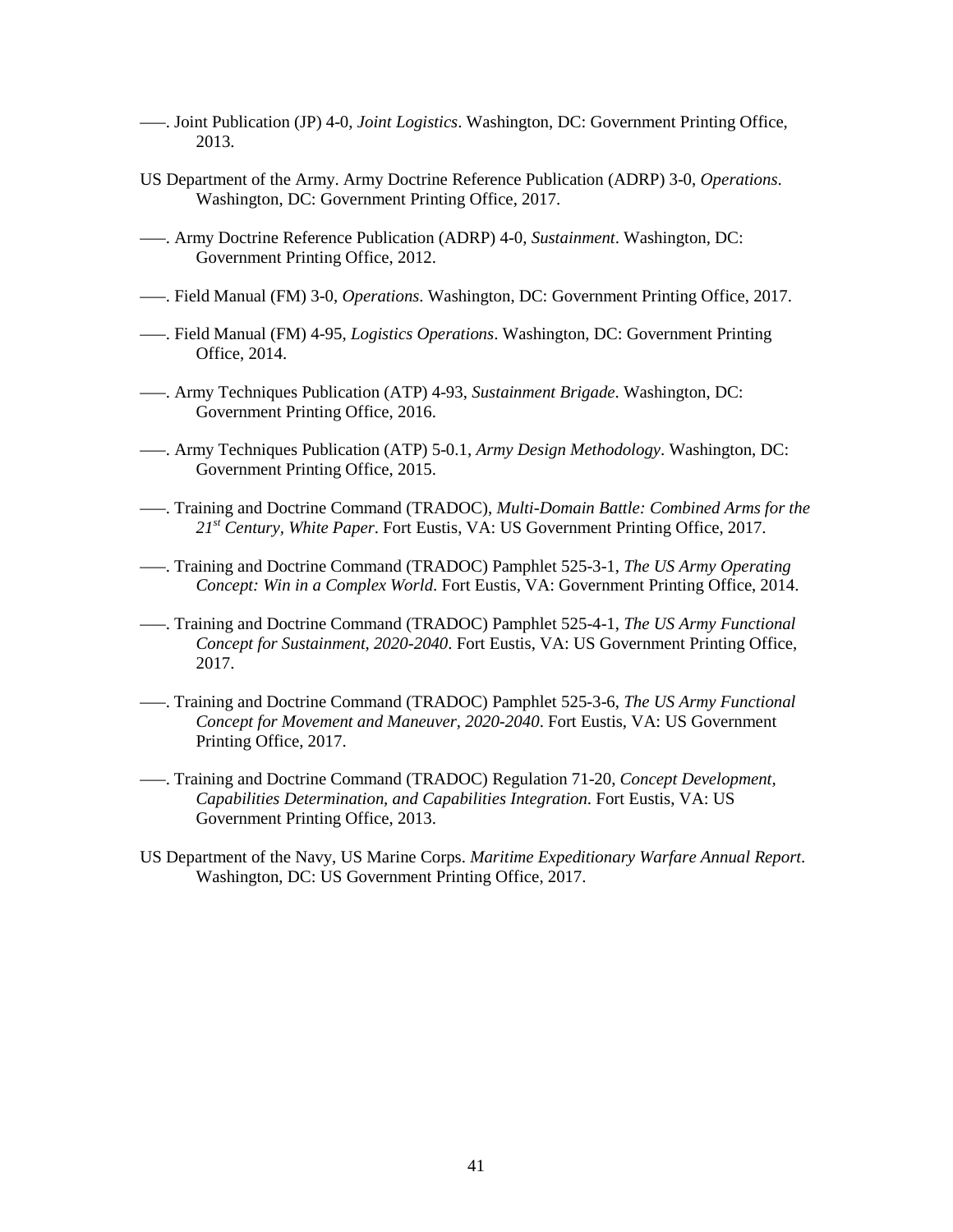–––. Joint Publication (JP) 4-0, *Joint Logistics*. Washington, DC: Government Printing Office, 2013.

US Department of the Army. Army Doctrine Reference Publication (ADRP) 3-0, *Operations*. Washington, DC: Government Printing Office, 2017.

–––. Army Doctrine Reference Publication (ADRP) 4-0, *Sustainment*. Washington, DC: Government Printing Office, 2012.

–––. Field Manual (FM) 3-0, *Operations*. Washington, DC: Government Printing Office, 2017.

–––. Field Manual (FM) 4-95, *Logistics Operations*. Washington, DC: Government Printing Office, 2014.

–––. Army Techniques Publication (ATP) 4-93, *Sustainment Brigade*. Washington, DC: Government Printing Office, 2016.

–––. Army Techniques Publication (ATP) 5-0.1, *Army Design Methodology*. Washington, DC: Government Printing Office, 2015.

–––. Training and Doctrine Command (TRADOC), *Multi-Domain Battle: Combined Arms for the 21st Century, White Paper*. Fort Eustis, VA: US Government Printing Office, 2017.

–––. Training and Doctrine Command (TRADOC) Pamphlet 525-3-1, *The US Army Operating Concept: Win in a Complex World*. Fort Eustis, VA: Government Printing Office, 2014.

–––. Training and Doctrine Command (TRADOC) Pamphlet 525-4-1, *The US Army Functional Concept for Sustainment, 2020-2040*. Fort Eustis, VA: US Government Printing Office, 2017.

–––. Training and Doctrine Command (TRADOC) Pamphlet 525-3-6, *The US Army Functional Concept for Movement and Maneuver, 2020-2040*. Fort Eustis, VA: US Government Printing Office, 2017.

–––. Training and Doctrine Command (TRADOC) Regulation 71-20, *Concept Development, Capabilities Determination, and Capabilities Integration*. Fort Eustis, VA: US Government Printing Office, 2013.

US Department of the Navy, US Marine Corps. *Maritime Expeditionary Warfare Annual Report*. Washington, DC: US Government Printing Office, 2017.